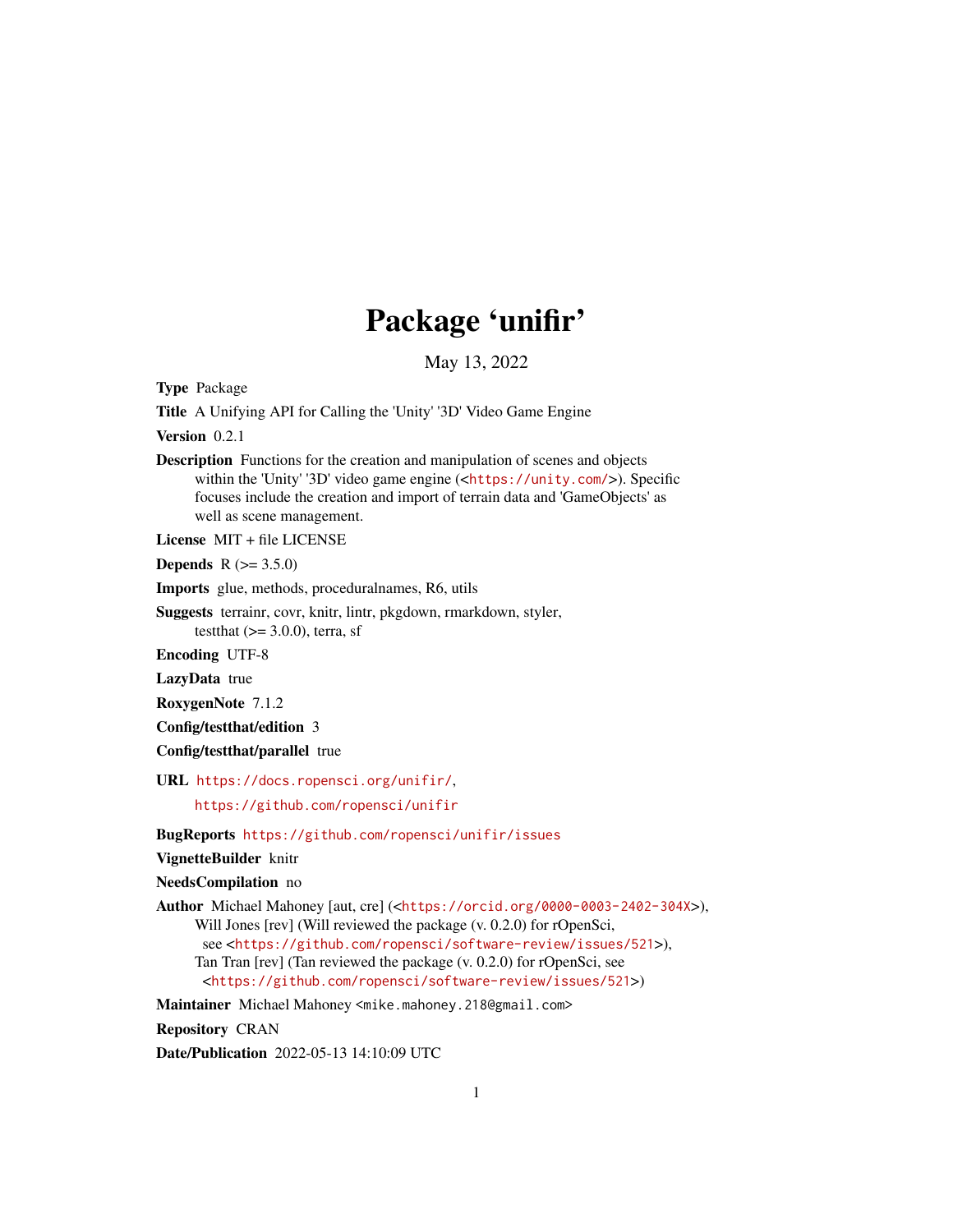# Package 'unifir'

May 13, 2022

**Type** Package

**Title** A Unifying API for Calling the 'Unity' '3D' Video Game Engine

**Version** 0.2.1

**Description** Functions for the creation and manipulation of scenes and objects within the 'Unity' '3D' video game engine (<https://unity.com/>). Specific focuses include the creation and import of terrain data and 'GameObjects' as well as scene management.

**License** MIT + file LICENSE

**Depends** R (>= 3.5.0)

**Imports** glue, methods, proceduralnames, R6, utils

**Suggests** terrainr, covr, knitr, lintr, pkgdown, rmarkdown, styler, testthat (>= 3.0.0), terra, sf

**Encoding** UTF-8

**LazyData** true

**RoxygenNote** 7.1.2

**Config/testthat/edition** 3

**Config/testthat/parallel** true

**URL** https://docs.ropensci.org/unifir/, https://github.com/ropensci/unifir

**BugReports** https://github.com/ropensci/unifir/issues

**VignetteBuilder** knitr

**NeedsCompilation** no

**Author** Michael Mahoney [aut, cre] (<https://orcid.org/0000-0003-2402-304X>), Will Jones [rev] (Will reviewed the package (v. 0.2.0) for rOpenSci, see <https://github.com/ropensci/software-review/issues/521>), Tan Tran [rev] (Tan reviewed the package (v. 0.2.0) for rOpenSci, see <https://github.com/ropensci/software-review/issues/521>)

**Maintainer** Michael Mahoney <mike.mahoney.218@gmail.com>

**Repository** CRAN

**Date/Publication** 2022-05-13 14:10:09 UTC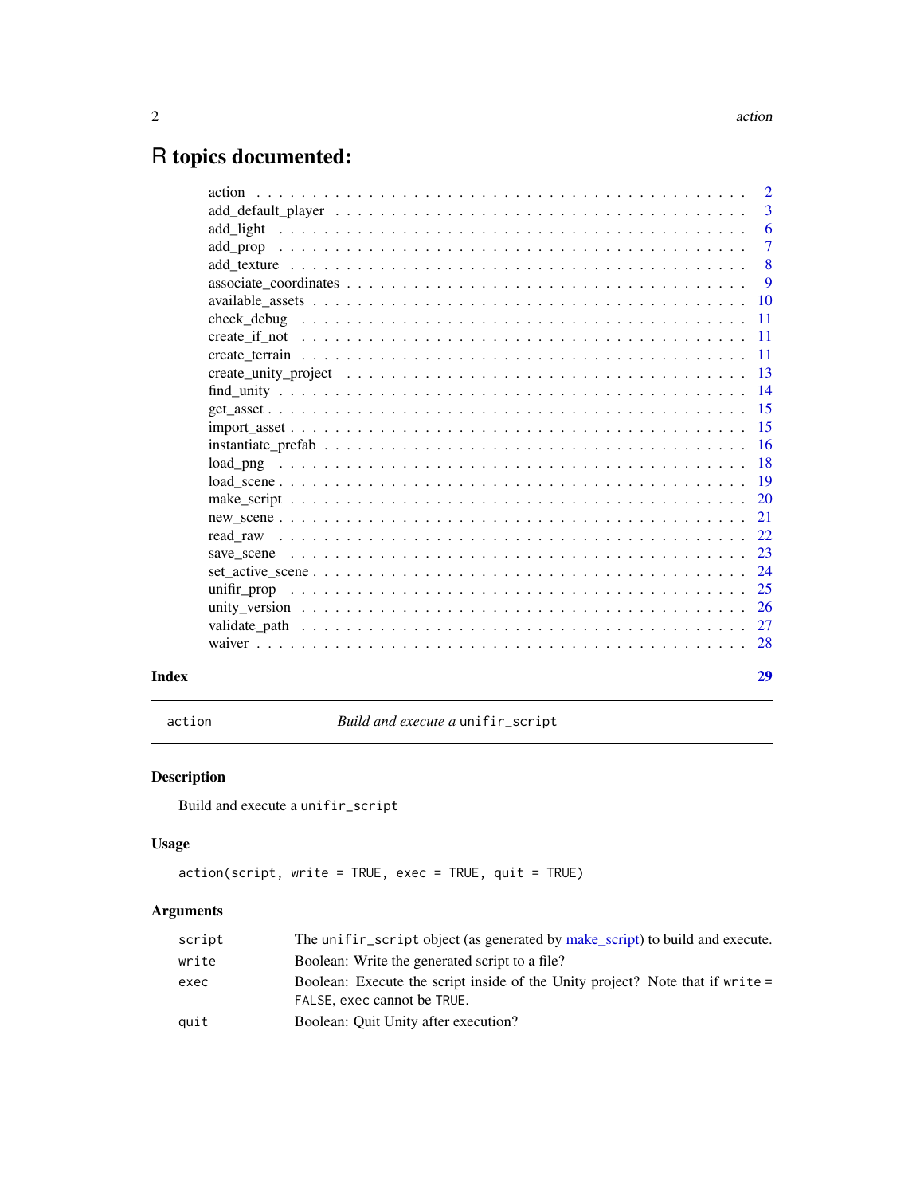# R topics documented:

| | |
|---|---|
| action | 2 |
| add_default_player | 3 |
| add_light | 6 |
| add_prop | 7 |
| add_texture | 8 |
| associate_coordinates | 9 |
| available_assets | 10 |
| check_debug | 11 |
| create_if_not | 11 |
| create_terrain | 11 |
| create_unity_project | 13 |
| find_unity | 14 |
| get_asset | 15 |
| import_asset | 15 |
| instantiate_prefab | 16 |
| load_png | 18 |
| load_scene | 19 |
| make_script | 20 |
| new_scene | 21 |
| read_raw | 22 |
| save_scene | 23 |
| set_active_scene | 24 |
| unifir_prop | 25 |
| unity_version | 26 |
| validate_path | 27 |
| waiver | 28 |

**Index** 29

---

`action` *Build and execute a* `unifir_script`

---

## Description

Build and execute a `unifir_script`

## Usage

```
action(script, write = TRUE, exec = TRUE, quit = TRUE)
```

## Arguments

| | |
|---|---|
| `script` | The `unifir_script` object (as generated by make_script) to build and execute. |
| `write` | Boolean: Write the generated script to a file? |
| `exec` | Boolean: Execute the script inside of the Unity project? Note that if `write = FALSE`, `exec` cannot be `TRUE`. |
| `quit` | Boolean: Quit Unity after execution? |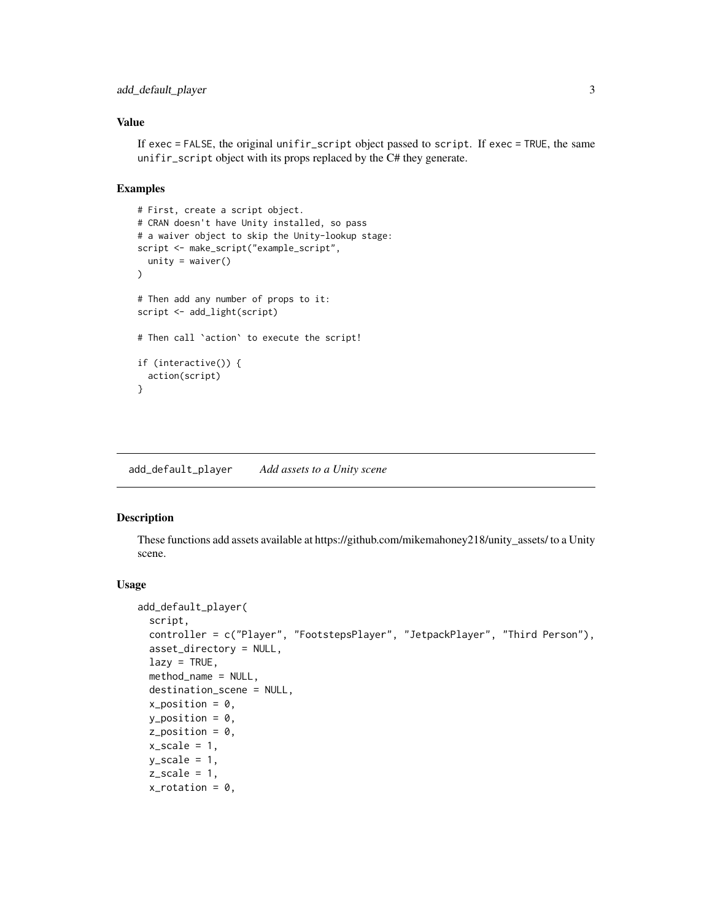### Value

If `exec = FALSE`, the original `unifir_script` object passed to `script`. If `exec = TRUE`, the same `unifir_script` object with its props replaced by the C# they generate.

### Examples

```
# First, create a script object.
# CRAN doesn't have Unity installed, so pass
# a waiver object to skip the Unity-lookup stage:
script <- make_script("example_script",
  unity = waiver()
)

# Then add any number of props to it:
script <- add_light(script)

# Then call `action` to execute the script!

if (interactive()) {
  action(script)
}
```

---

## add_default_player    *Add assets to a Unity scene*

---

### Description

These functions add assets available at https://github.com/mikemahoney218/unity_assets/ to a Unity scene.

### Usage

```
add_default_player(
  script,
  controller = c("Player", "FootstepsPlayer", "JetpackPlayer", "Third Person"),
  asset_directory = NULL,
  lazy = TRUE,
  method_name = NULL,
  destination_scene = NULL,
  x_position = 0,
  y_position = 0,
  z_position = 0,
  x_scale = 1,
  y_scale = 1,
  z_scale = 1,
  x_rotation = 0,
```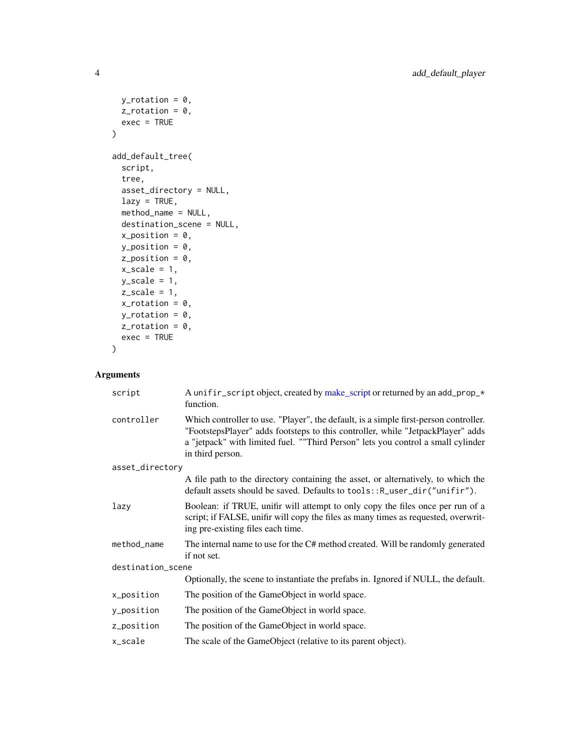```
  y_rotation = 0,
  z_rotation = 0,
  exec = TRUE
)

add_default_tree(
  script,
  tree,
  asset_directory = NULL,
  lazy = TRUE,
  method_name = NULL,
  destination_scene = NULL,
  x_position = 0,
  y_position = 0,
  z_position = 0,
  x_scale = 1,
  y_scale = 1,
  z_scale = 1,
  x_rotation = 0,
  y_rotation = 0,
  z_rotation = 0,
  exec = TRUE
)
```

## Arguments

| | |
|---|---|
| `script` | A `unifir_script` object, created by make_script or returned by an `add_prop_*` function. |
| `controller` | Which controller to use. "Player", the default, is a simple first-person controller. "FootstepsPlayer" adds footsteps to this controller, while "JetpackPlayer" adds a "jetpack" with limited fuel. ""Third Person" lets you control a small cylinder in third person. |
| `asset_directory` | A file path to the directory containing the asset, or alternatively, to which the default assets should be saved. Defaults to `tools::R_user_dir("unifir")`. |
| `lazy` | Boolean: if TRUE, unifir will attempt to only copy the files once per run of a script; if FALSE, unifir will copy the files as many times as requested, overwriting pre-existing files each time. |
| `method_name` | The internal name to use for the C# method created. Will be randomly generated if not set. |
| `destination_scene` | Optionally, the scene to instantiate the prefabs in. Ignored if NULL, the default. |
| `x_position` | The position of the GameObject in world space. |
| `y_position` | The position of the GameObject in world space. |
| `z_position` | The position of the GameObject in world space. |
| `x_scale` | The scale of the GameObject (relative to its parent object). |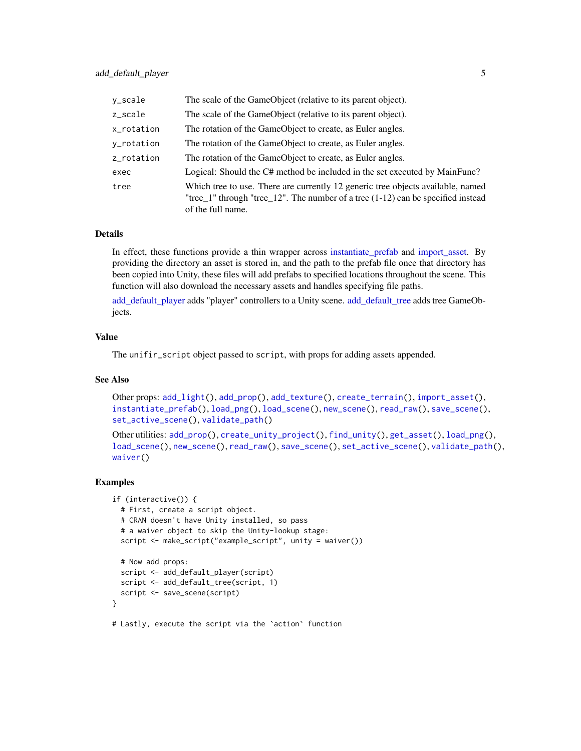| | |
|---|---|
| y_scale | The scale of the GameObject (relative to its parent object). |
| z_scale | The scale of the GameObject (relative to its parent object). |
| x_rotation | The rotation of the GameObject to create, as Euler angles. |
| y_rotation | The rotation of the GameObject to create, as Euler angles. |
| z_rotation | The rotation of the GameObject to create, as Euler angles. |
| exec | Logical: Should the C# method be included in the set executed by MainFunc? |
| tree | Which tree to use. There are currently 12 generic tree objects available, named "tree_1" through "tree_12". The number of a tree (1-12) can be specified instead of the full name. |

### Details

In effect, these functions provide a thin wrapper across instantiate_prefab and import_asset. By providing the directory an asset is stored in, and the path to the prefab file once that directory has been copied into Unity, these files will add prefabs to specified locations throughout the scene. This function will also download the necessary assets and handles specifying file paths.

add_default_player adds "player" controllers to a Unity scene. add_default_tree adds tree GameObjects.

### Value

The `unifir_script` object passed to `script`, with props for adding assets appended.

### See Also

Other props: `add_light()`, `add_prop()`, `add_texture()`, `create_terrain()`, `import_asset()`, `instantiate_prefab()`, `load_png()`, `load_scene()`, `new_scene()`, `read_raw()`, `save_scene()`, `set_active_scene()`, `validate_path()`

Other utilities: `add_prop()`, `create_unity_project()`, `find_unity()`, `get_asset()`, `load_png()`, `load_scene()`, `new_scene()`, `read_raw()`, `save_scene()`, `set_active_scene()`, `validate_path()`, `waiver()`

### Examples

```
if (interactive()) {
  # First, create a script object.
  # CRAN doesn't have Unity installed, so pass
  # a waiver object to skip the Unity-lookup stage:
  script <- make_script("example_script", unity = waiver())

  # Now add props:
  script <- add_default_player(script)
  script <- add_default_tree(script, 1)
  script <- save_scene(script)
}

# Lastly, execute the script via the `action` function
```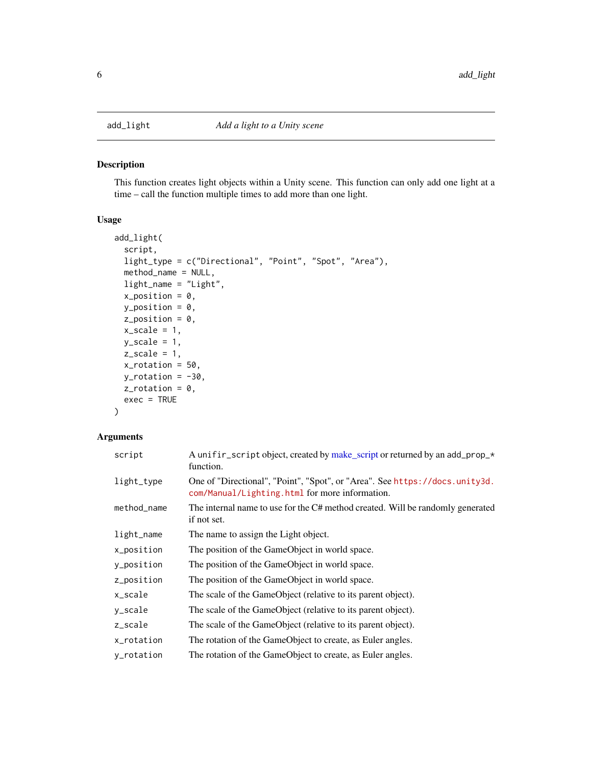add_light — *Add a light to a Unity scene*

## Description

This function creates light objects within a Unity scene. This function can only add one light at a time – call the function multiple times to add more than one light.

## Usage

```
add_light(
  script,
  light_type = c("Directional", "Point", "Spot", "Area"),
  method_name = NULL,
  light_name = "Light",
  x_position = 0,
  y_position = 0,
  z_position = 0,
  x_scale = 1,
  y_scale = 1,
  z_scale = 1,
  x_rotation = 50,
  y_rotation = -30,
  z_rotation = 0,
  exec = TRUE
)
```

## Arguments

| | |
|---|---|
| `script` | A `unifir_script` object, created by make_script or returned by an `add_prop_*` function. |
| `light_type` | One of "Directional", "Point", "Spot", or "Area". See `https://docs.unity3d.com/Manual/Lighting.html` for more information. |
| `method_name` | The internal name to use for the C# method created. Will be randomly generated if not set. |
| `light_name` | The name to assign the Light object. |
| `x_position` | The position of the GameObject in world space. |
| `y_position` | The position of the GameObject in world space. |
| `z_position` | The position of the GameObject in world space. |
| `x_scale` | The scale of the GameObject (relative to its parent object). |
| `y_scale` | The scale of the GameObject (relative to its parent object). |
| `z_scale` | The scale of the GameObject (relative to its parent object). |
| `x_rotation` | The rotation of the GameObject to create, as Euler angles. |
| `y_rotation` | The rotation of the GameObject to create, as Euler angles. |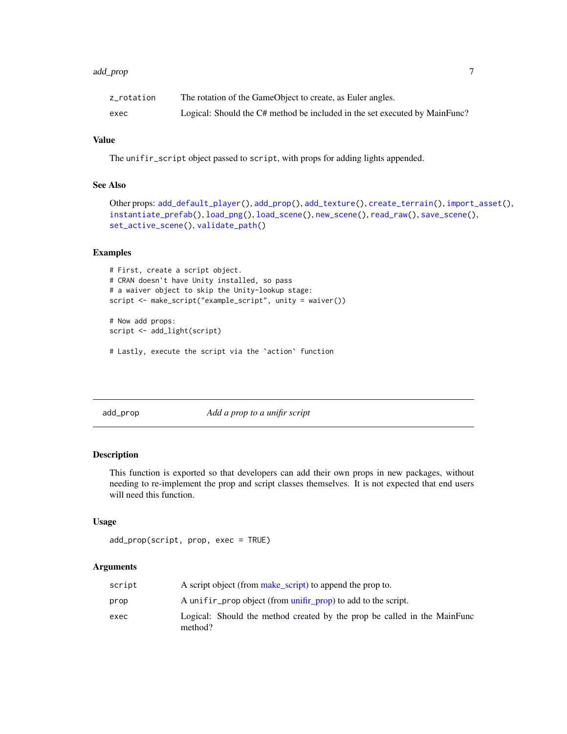| | |
|---|---|
| z_rotation | The rotation of the GameObject to create, as Euler angles. |
| exec | Logical: Should the C# method be included in the set executed by MainFunc? |

### Value

The `unifir_script` object passed to `script`, with props for adding lights appended.

### See Also

Other props: `add_default_player()`, `add_prop()`, `add_texture()`, `create_terrain()`, `import_asset()`, `instantiate_prefab()`, `load_png()`, `load_scene()`, `new_scene()`, `read_raw()`, `save_scene()`, `set_active_scene()`, `validate_path()`

### Examples

```
# First, create a script object.
# CRAN doesn't have Unity installed, so pass
# a waiver object to skip the Unity-lookup stage:
script <- make_script("example_script", unity = waiver())

# Now add props:
script <- add_light(script)

# Lastly, execute the script via the `action` function
```

---

## add_prop — *Add a prop to a unifir script*

---

### Description

This function is exported so that developers can add their own props in new packages, without needing to re-implement the prop and script classes themselves. It is not expected that end users will need this function.

### Usage

```
add_prop(script, prop, exec = TRUE)
```

### Arguments

| | |
|---|---|
| script | A script object (from make_script) to append the prop to. |
| prop | A `unifir_prop` object (from unifir_prop) to add to the script. |
| exec | Logical: Should the method created by the prop be called in the MainFunc method? |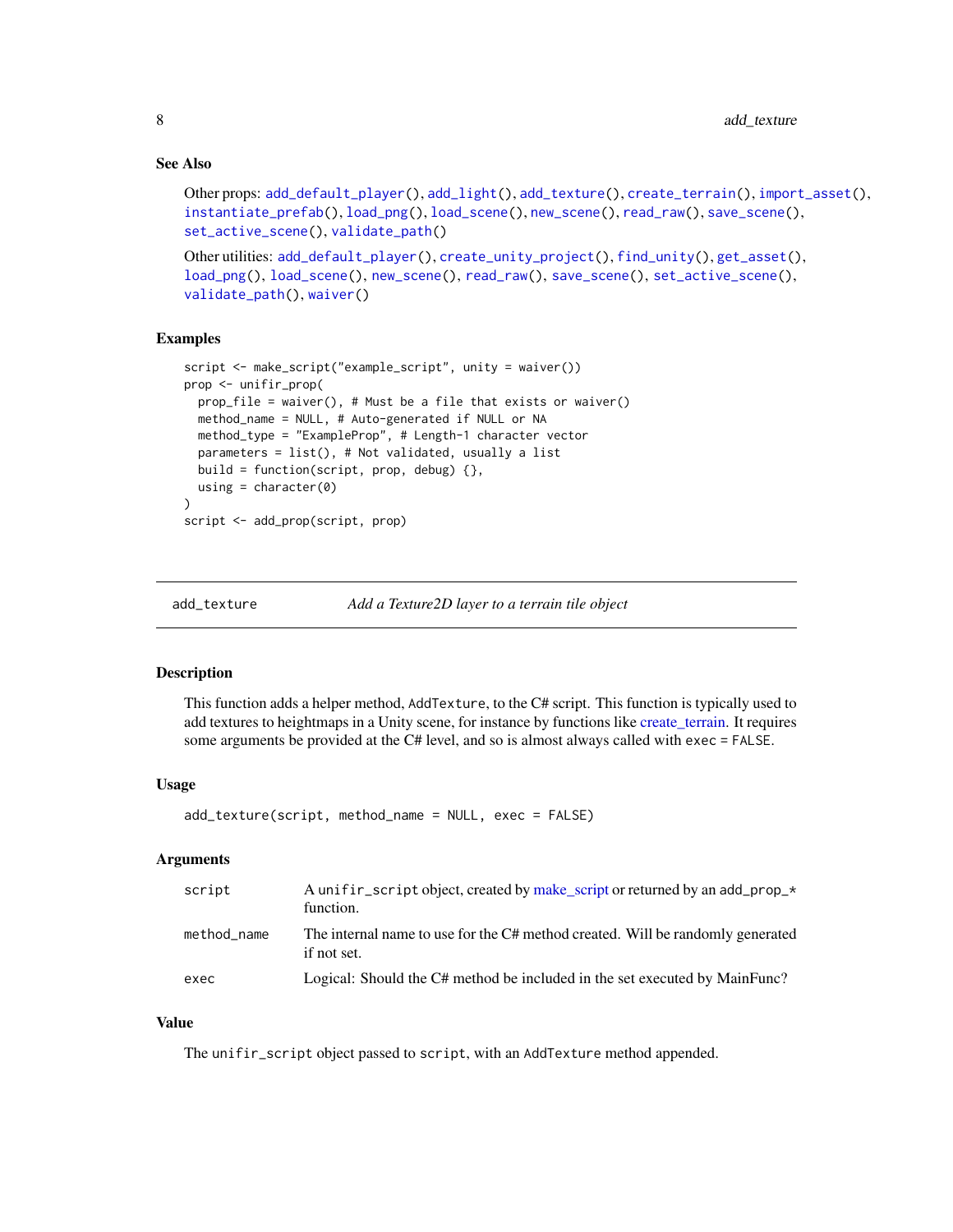### See Also

Other props: `add_default_player()`, `add_light()`, `add_texture()`, `create_terrain()`, `import_asset()`, `instantiate_prefab()`, `load_png()`, `load_scene()`, `new_scene()`, `read_raw()`, `save_scene()`, `set_active_scene()`, `validate_path()`

Other utilities: `add_default_player()`, `create_unity_project()`, `find_unity()`, `get_asset()`, `load_png()`, `load_scene()`, `new_scene()`, `read_raw()`, `save_scene()`, `set_active_scene()`, `validate_path()`, `waiver()`

### Examples

```
script <- make_script("example_script", unity = waiver())
prop <- unifir_prop(
  prop_file = waiver(), # Must be a file that exists or waiver()
  method_name = NULL, # Auto-generated if NULL or NA
  method_type = "ExampleProp", # Length-1 character vector
  parameters = list(), # Not validated, usually a list
  build = function(script, prop, debug) {},
  using = character(0)
)
script <- add_prop(script, prop)
```

---

## add_texture — *Add a Texture2D layer to a terrain tile object*

---

### Description

This function adds a helper method, `AddTexture`, to the C# script. This function is typically used to add textures to heightmaps in a Unity scene, for instance by functions like create_terrain. It requires some arguments be provided at the C# level, and so is almost always called with `exec = FALSE`.

### Usage

```
add_texture(script, method_name = NULL, exec = FALSE)
```

### Arguments

| | |
|---|---|
| `script` | A `unifir_script` object, created by make_script or returned by an `add_prop_*` function. |
| `method_name` | The internal name to use for the C# method created. Will be randomly generated if not set. |
| `exec` | Logical: Should the C# method be included in the set executed by MainFunc? |

### Value

The `unifir_script` object passed to `script`, with an `AddTexture` method appended.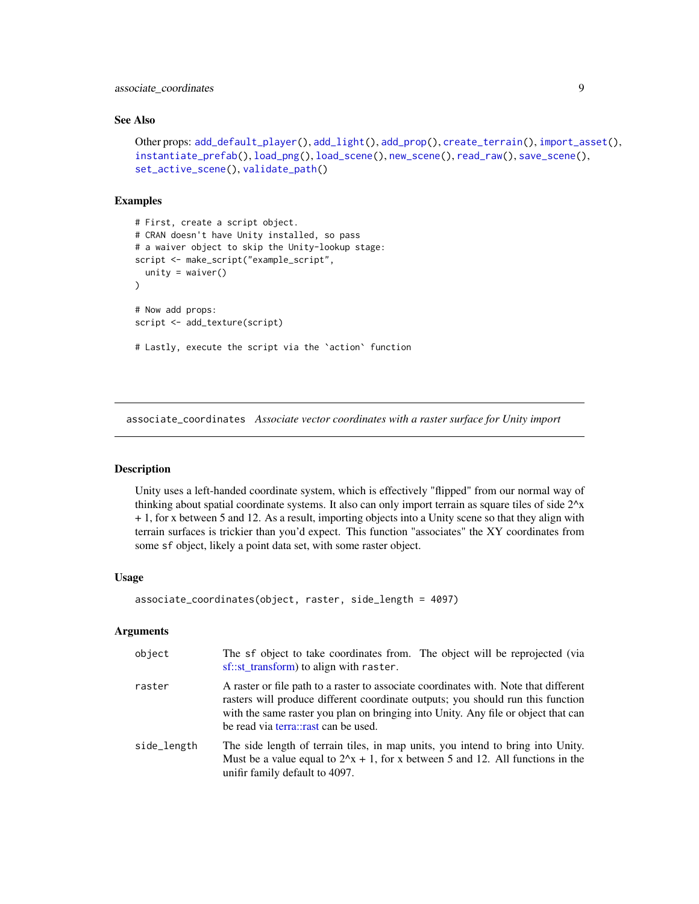## See Also

Other props: `add_default_player()`, `add_light()`, `add_prop()`, `create_terrain()`, `import_asset()`, `instantiate_prefab()`, `load_png()`, `load_scene()`, `new_scene()`, `read_raw()`, `save_scene()`, `set_active_scene()`, `validate_path()`

## Examples

```
# First, create a script object.
# CRAN doesn't have Unity installed, so pass
# a waiver object to skip the Unity-lookup stage:
script <- make_script("example_script",
  unity = waiver()
)

# Now add props:
script <- add_texture(script)

# Lastly, execute the script via the `action` function
```

---

# associate_coordinates *Associate vector coordinates with a raster surface for Unity import*

---

## Description

Unity uses a left-handed coordinate system, which is effectively "flipped" from our normal way of thinking about spatial coordinate systems. It also can only import terrain as square tiles of side 2^x + 1, for x between 5 and 12. As a result, importing objects into a Unity scene so that they align with terrain surfaces is trickier than you'd expect. This function "associates" the XY coordinates from some `sf` object, likely a point data set, with some raster object.

## Usage

```
associate_coordinates(object, raster, side_length = 4097)
```

## Arguments

| | |
|---|---|
| `object` | The `sf` object to take coordinates from. The object will be reprojected (via sf::st_transform) to align with `raster`. |
| `raster` | A raster or file path to a raster to associate coordinates with. Note that different rasters will produce different coordinate outputs; you should run this function with the same raster you plan on bringing into Unity. Any file or object that can be read via terra::rast can be used. |
| `side_length` | The side length of terrain tiles, in map units, you intend to bring into Unity. Must be a value equal to 2^x + 1, for x between 5 and 12. All functions in the unifir family default to 4097. |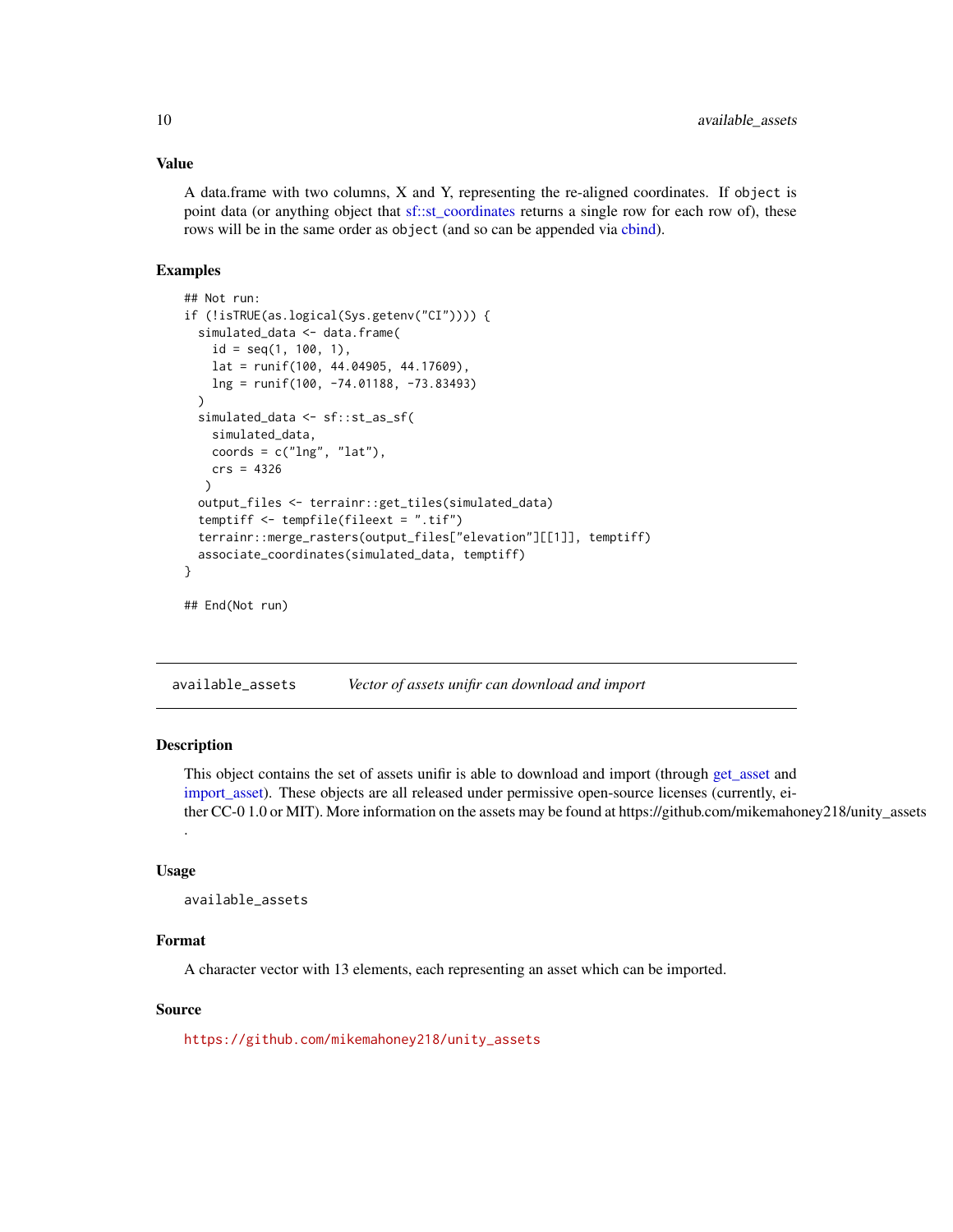### Value

A data.frame with two columns, X and Y, representing the re-aligned coordinates. If `object` is point data (or anything object that sf::st_coordinates returns a single row for each row of), these rows will be in the same order as `object` (and so can be appended via cbind).

### Examples

```
## Not run:
if (!isTRUE(as.logical(Sys.getenv("CI")))) {
  simulated_data <- data.frame(
    id = seq(1, 100, 1),
    lat = runif(100, 44.04905, 44.17609),
    lng = runif(100, -74.01188, -73.83493)
  )
  simulated_data <- sf::st_as_sf(
    simulated_data,
    coords = c("lng", "lat"),
    crs = 4326
   )
  output_files <- terrainr::get_tiles(simulated_data)
  temptiff <- tempfile(fileext = ".tif")
  terrainr::merge_rasters(output_files["elevation"][[1]], temptiff)
  associate_coordinates(simulated_data, temptiff)
}

## End(Not run)
```

---

## available_assets &nbsp;&nbsp;&nbsp; *Vector of assets unifir can download and import*

### Description

This object contains the set of assets unifir is able to download and import (through get_asset and import_asset). These objects are all released under permissive open-source licenses (currently, either CC-0 1.0 or MIT). More information on the assets may be found at https://github.com/mikemahoney218/unity_assets .

### Usage

```
available_assets
```

### Format

A character vector with 13 elements, each representing an asset which can be imported.

### Source

https://github.com/mikemahoney218/unity_assets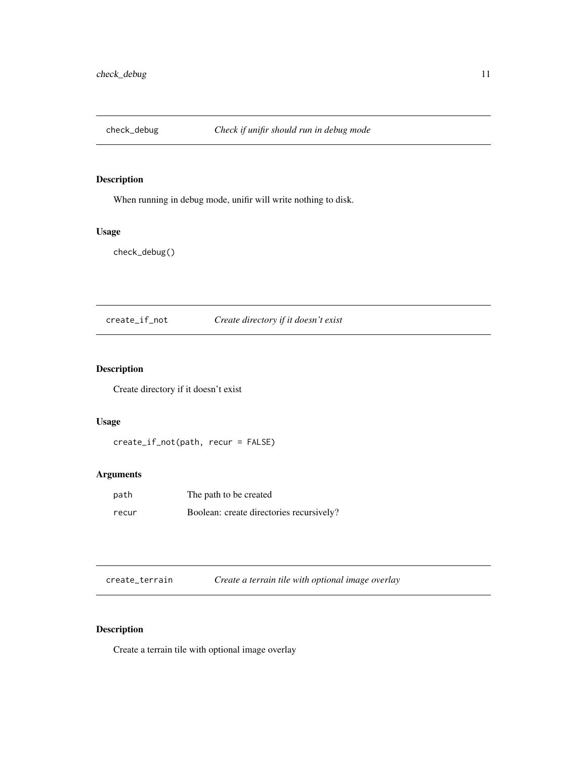## check_debug — *Check if unifir should run in debug mode*

### Description

When running in debug mode, unifir will write nothing to disk.

### Usage

```
check_debug()
```

## create_if_not — *Create directory if it doesn't exist*

### Description

Create directory if it doesn't exist

### Usage

```
create_if_not(path, recur = FALSE)
```

### Arguments

| | |
|---|---|
| path | The path to be created |
| recur | Boolean: create directories recursively? |

## create_terrain — *Create a terrain tile with optional image overlay*

### Description

Create a terrain tile with optional image overlay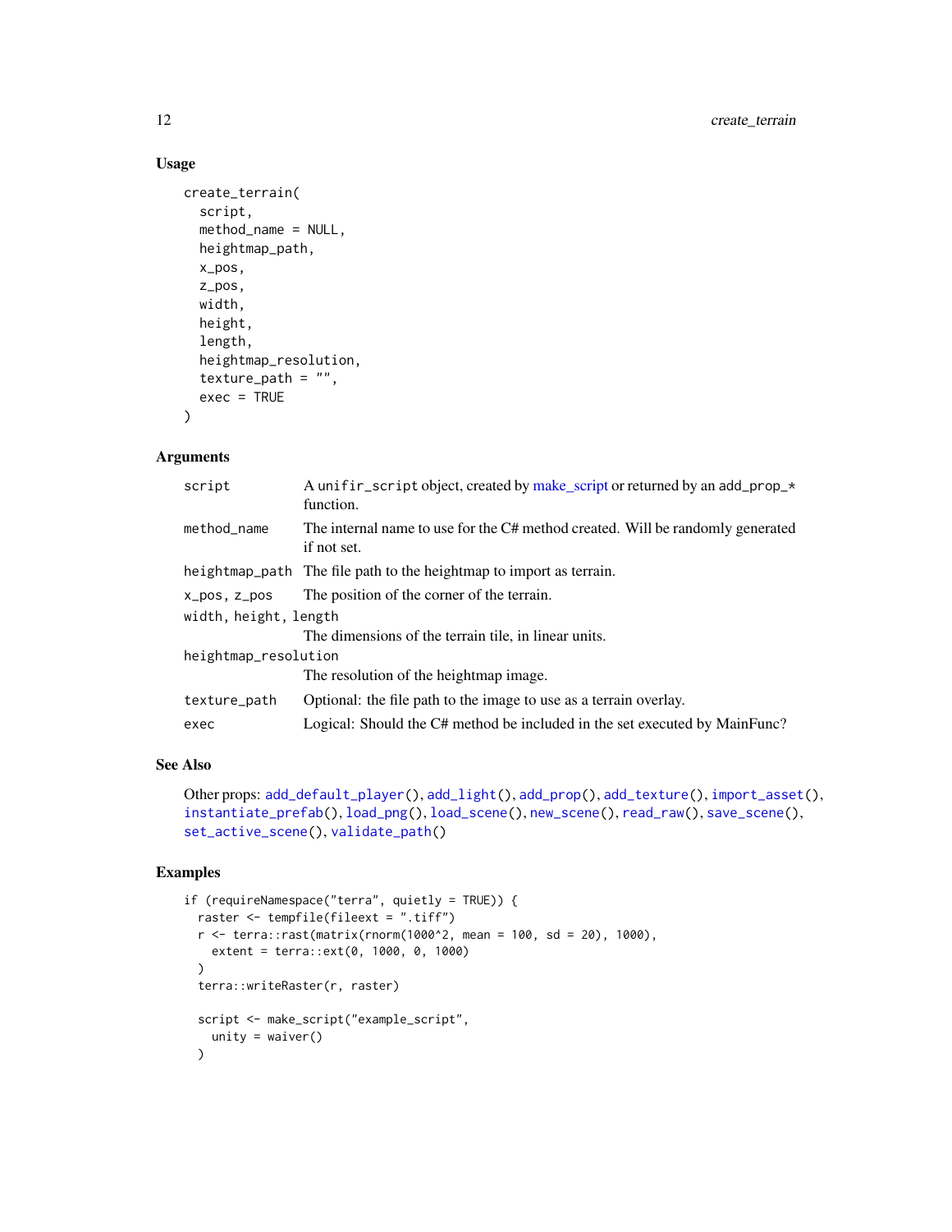## Usage

```
create_terrain(
  script,
  method_name = NULL,
  heightmap_path,
  x_pos,
  z_pos,
  width,
  height,
  length,
  heightmap_resolution,
  texture_path = "",
  exec = TRUE
)
```

## Arguments

| | |
|---|---|
| script | A unifir_script object, created by make_script or returned by an add_prop_* function. |
| method_name | The internal name to use for the C# method created. Will be randomly generated if not set. |
| heightmap_path | The file path to the heightmap to import as terrain. |
| x_pos, z_pos | The position of the corner of the terrain. |
| width, height, length | The dimensions of the terrain tile, in linear units. |
| heightmap_resolution | The resolution of the heightmap image. |
| texture_path | Optional: the file path to the image to use as a terrain overlay. |
| exec | Logical: Should the C# method be included in the set executed by MainFunc? |

## See Also

Other props: add_default_player(), add_light(), add_prop(), add_texture(), import_asset(), instantiate_prefab(), load_png(), load_scene(), new_scene(), read_raw(), save_scene(), set_active_scene(), validate_path()

## Examples

```
if (requireNamespace("terra", quietly = TRUE)) {
  raster <- tempfile(fileext = ".tiff")
  r <- terra::rast(matrix(rnorm(1000^2, mean = 100, sd = 20), 1000),
    extent = terra::ext(0, 1000, 0, 1000)
  )
  terra::writeRaster(r, raster)

  script <- make_script("example_script",
    unity = waiver()
  )
```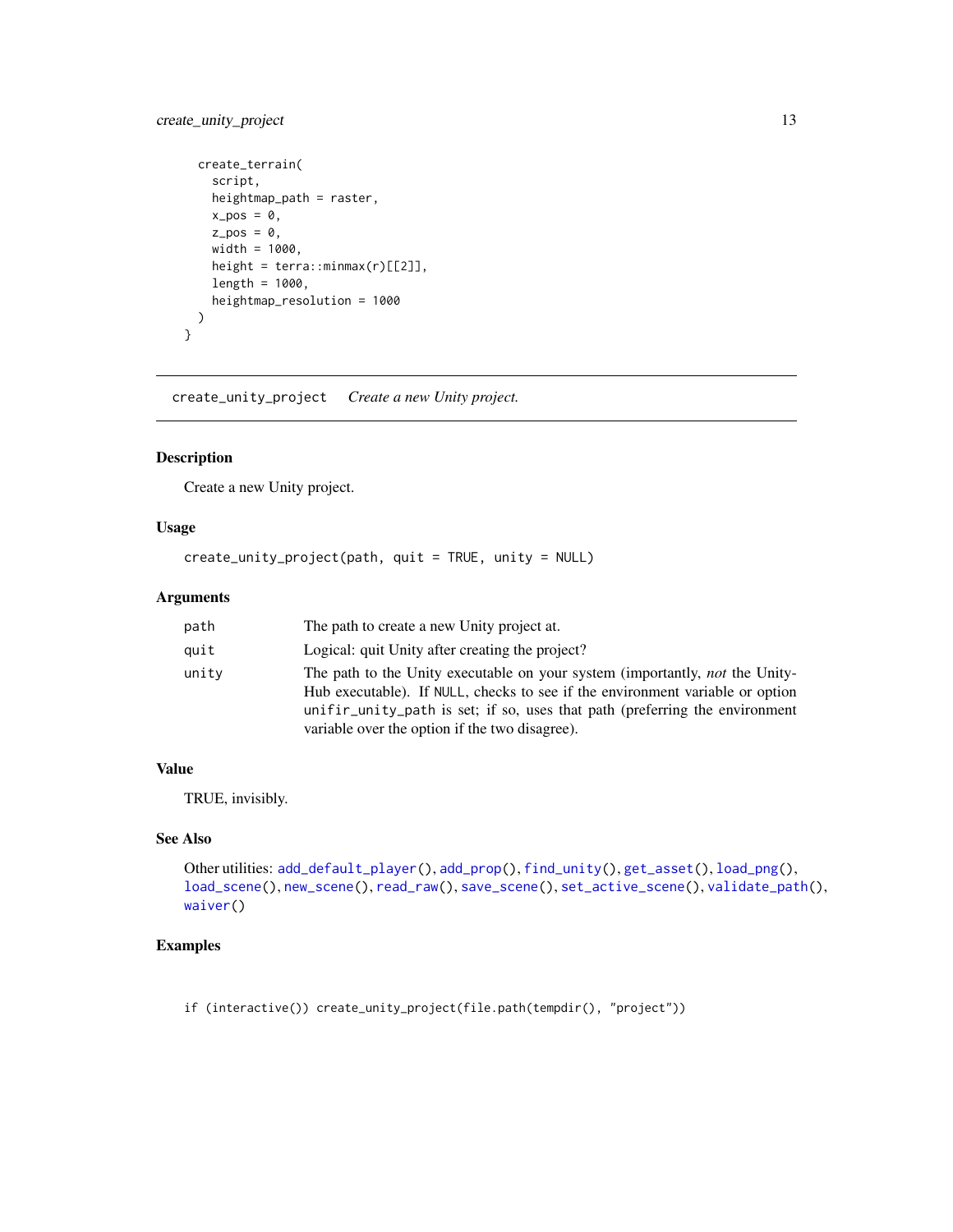```
  create_terrain(
    script,
    heightmap_path = raster,
    x_pos = 0,
    z_pos = 0,
    width = 1000,
    height = terra::minmax(r)[[2]],
    length = 1000,
    heightmap_resolution = 1000
  )
}
```

---

## create_unity_project    *Create a new Unity project.*

---

### Description

Create a new Unity project.

### Usage

```
create_unity_project(path, quit = TRUE, unity = NULL)
```

### Arguments

| | |
|---|---|
| path | The path to create a new Unity project at. |
| quit | Logical: quit Unity after creating the project? |
| unity | The path to the Unity executable on your system (importantly, *not* the Unity-Hub executable). If NULL, checks to see if the environment variable or option unifir_unity_path is set; if so, uses that path (preferring the environment variable over the option if the two disagree). |

### Value

TRUE, invisibly.

### See Also

Other utilities: add_default_player(), add_prop(), find_unity(), get_asset(), load_png(), load_scene(), new_scene(), read_raw(), save_scene(), set_active_scene(), validate_path(), waiver()

### Examples

```
if (interactive()) create_unity_project(file.path(tempdir(), "project"))
```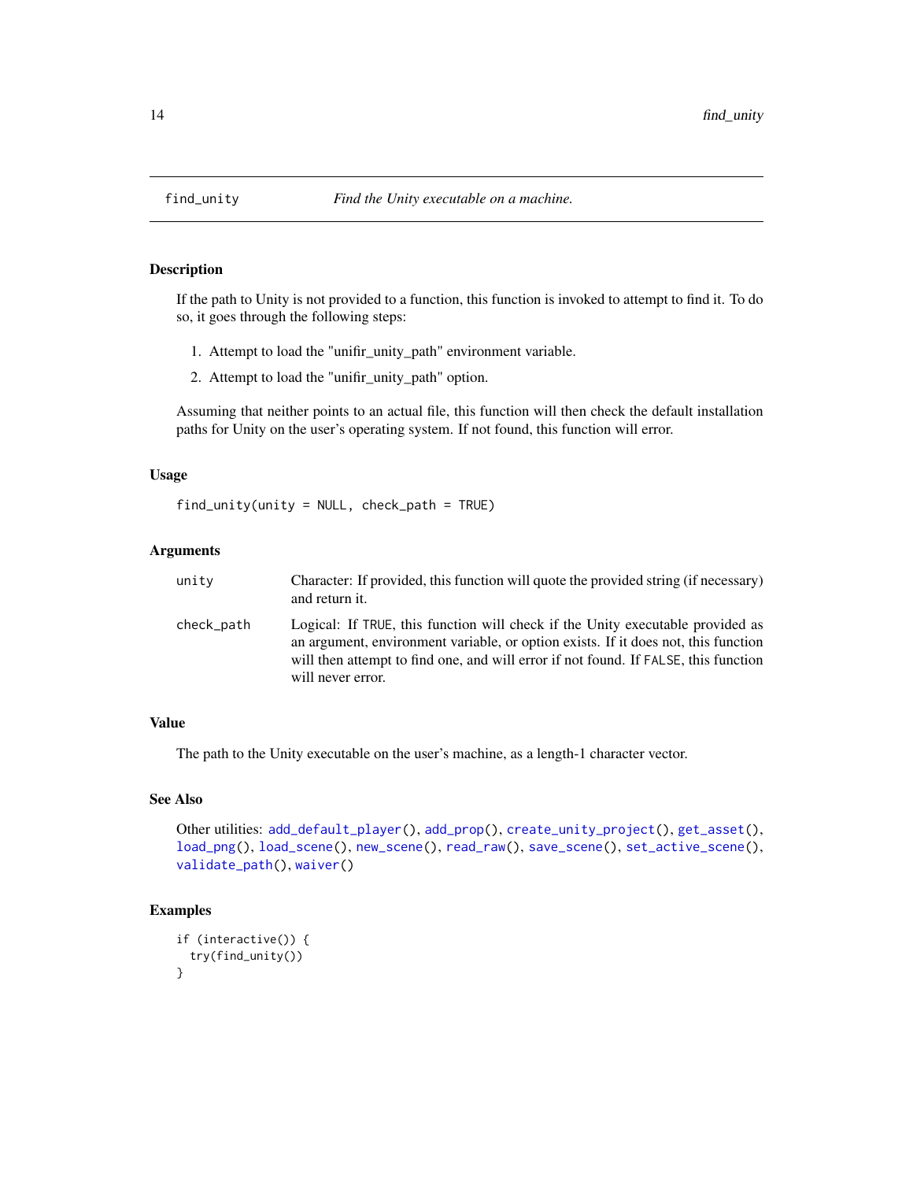## find_unity — *Find the Unity executable on a machine.*

### Description

If the path to Unity is not provided to a function, this function is invoked to attempt to find it. To do so, it goes through the following steps:

1. Attempt to load the "unifir_unity_path" environment variable.
2. Attempt to load the "unifir_unity_path" option.

Assuming that neither points to an actual file, this function will then check the default installation paths for Unity on the user's operating system. If not found, this function will error.

### Usage

```
find_unity(unity = NULL, check_path = TRUE)
```

### Arguments

| | |
|---|---|
| `unity` | Character: If provided, this function will quote the provided string (if necessary) and return it. |
| `check_path` | Logical: If `TRUE`, this function will check if the Unity executable provided as an argument, environment variable, or option exists. If it does not, this function will then attempt to find one, and will error if not found. If `FALSE`, this function will never error. |

### Value

The path to the Unity executable on the user's machine, as a length-1 character vector.

### See Also

Other utilities: `add_default_player()`, `add_prop()`, `create_unity_project()`, `get_asset()`, `load_png()`, `load_scene()`, `new_scene()`, `read_raw()`, `save_scene()`, `set_active_scene()`, `validate_path()`, `waiver()`

### Examples

```
if (interactive()) {
  try(find_unity())
}
```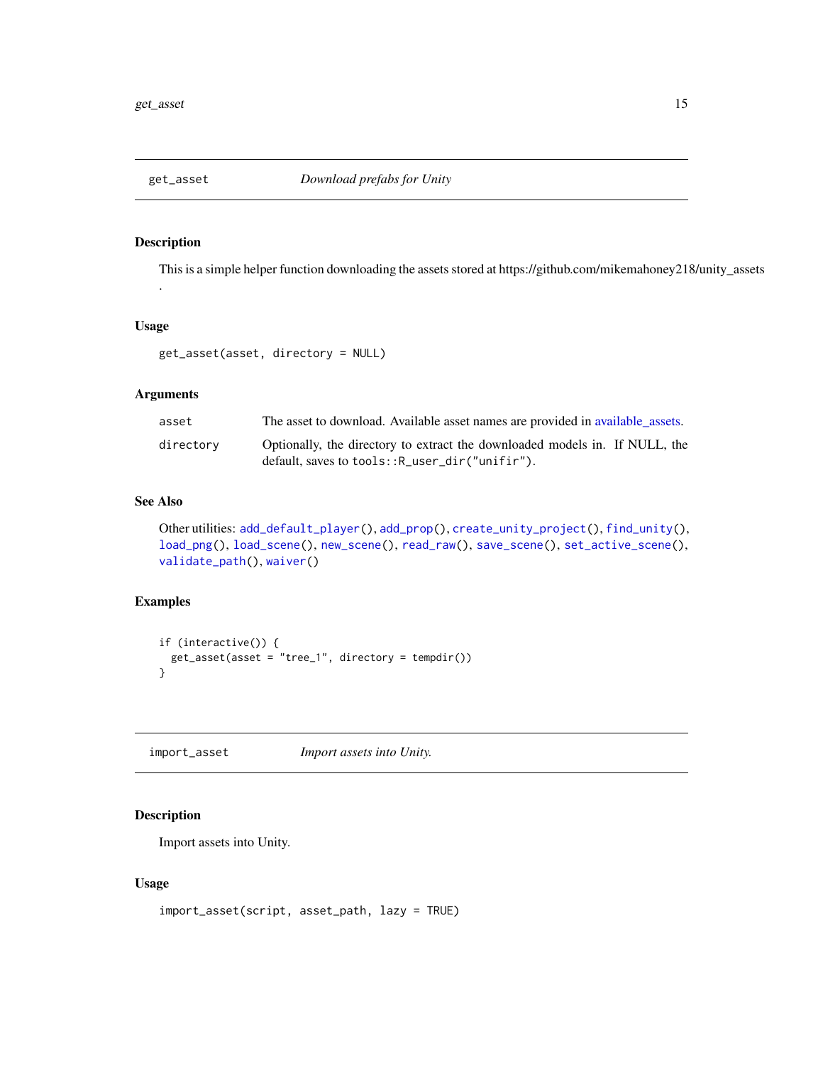## get_asset *Download prefabs for Unity*

### Description

This is a simple helper function downloading the assets stored at https://github.com/mikemahoney218/unity_assets .

### Usage

```
get_asset(asset, directory = NULL)
```

### Arguments

| | |
|---|---|
| asset | The asset to download. Available asset names are provided in available_assets. |
| directory | Optionally, the directory to extract the downloaded models in. If NULL, the default, saves to `tools::R_user_dir("unifir")`. |

### See Also

Other utilities: `add_default_player()`, `add_prop()`, `create_unity_project()`, `find_unity()`, `load_png()`, `load_scene()`, `new_scene()`, `read_raw()`, `save_scene()`, `set_active_scene()`, `validate_path()`, `waiver()`

### Examples

```
if (interactive()) {
  get_asset(asset = "tree_1", directory = tempdir())
}
```

## import_asset *Import assets into Unity.*

### Description

Import assets into Unity.

### Usage

```
import_asset(script, asset_path, lazy = TRUE)
```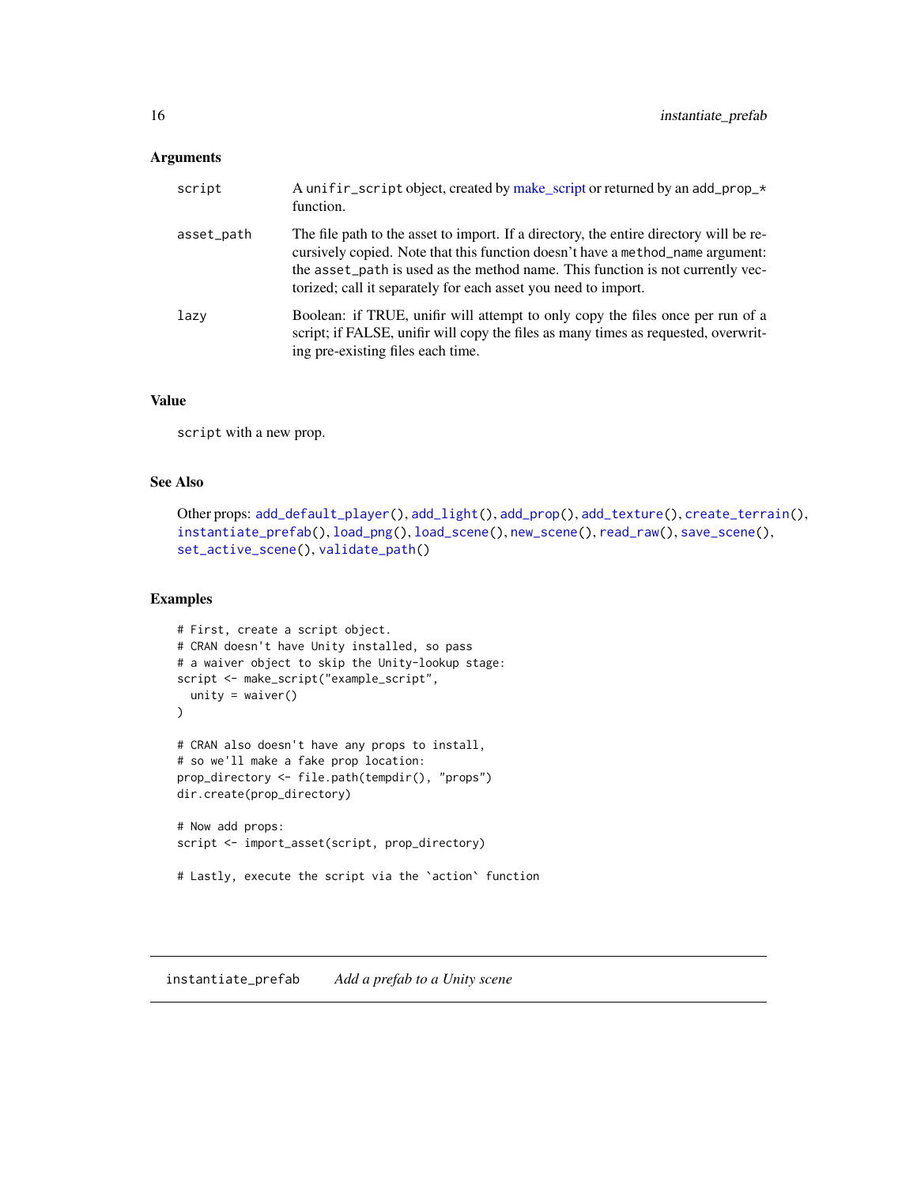### Arguments

| | |
|---|---|
| script | A unifir_script object, created by make_script or returned by an add_prop_* function. |
| asset_path | The file path to the asset to import. If a directory, the entire directory will be recursively copied. Note that this function doesn't have a method_name argument: the asset_path is used as the method name. This function is not currently vectorized; call it separately for each asset you need to import. |
| lazy | Boolean: if TRUE, unifir will attempt to only copy the files once per run of a script; if FALSE, unifir will copy the files as many times as requested, overwriting pre-existing files each time. |

### Value

script with a new prop.

### See Also

Other props: add_default_player(), add_light(), add_prop(), add_texture(), create_terrain(), instantiate_prefab(), load_png(), load_scene(), new_scene(), read_raw(), save_scene(), set_active_scene(), validate_path()

### Examples

```
# First, create a script object.
# CRAN doesn't have Unity installed, so pass
# a waiver object to skip the Unity-lookup stage:
script <- make_script("example_script",
  unity = waiver()
)

# CRAN also doesn't have any props to install,
# so we'll make a fake prop location:
prop_directory <- file.path(tempdir(), "props")
dir.create(prop_directory)

# Now add props:
script <- import_asset(script, prop_directory)

# Lastly, execute the script via the `action` function
```

---

## instantiate_prefab *Add a prefab to a Unity scene*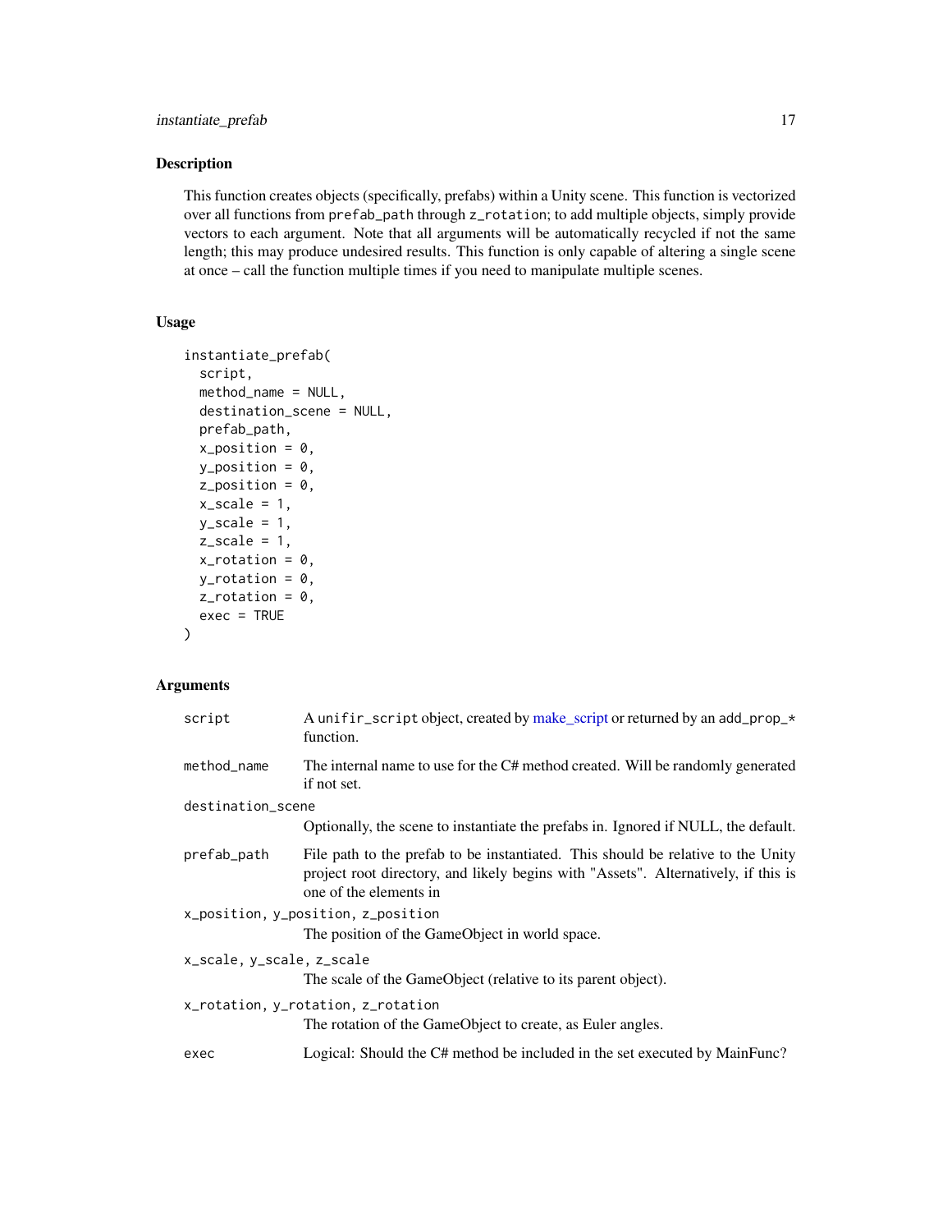## Description

This function creates objects (specifically, prefabs) within a Unity scene. This function is vectorized over all functions from `prefab_path` through `z_rotation`; to add multiple objects, simply provide vectors to each argument. Note that all arguments will be automatically recycled if not the same length; this may produce undesired results. This function is only capable of altering a single scene at once – call the function multiple times if you need to manipulate multiple scenes.

## Usage

```
instantiate_prefab(
  script,
  method_name = NULL,
  destination_scene = NULL,
  prefab_path,
  x_position = 0,
  y_position = 0,
  z_position = 0,
  x_scale = 1,
  y_scale = 1,
  z_scale = 1,
  x_rotation = 0,
  y_rotation = 0,
  z_rotation = 0,
  exec = TRUE
)
```

## Arguments

`script`
: A `unifir_script` object, created by make_script or returned by an `add_prop_*` function.

`method_name`
: The internal name to use for the C# method created. Will be randomly generated if not set.

`destination_scene`
: Optionally, the scene to instantiate the prefabs in. Ignored if NULL, the default.

`prefab_path`
: File path to the prefab to be instantiated. This should be relative to the Unity project root directory, and likely begins with "Assets". Alternatively, if this is one of the elements in

`x_position, y_position, z_position`
: The position of the GameObject in world space.

`x_scale, y_scale, z_scale`
: The scale of the GameObject (relative to its parent object).

`x_rotation, y_rotation, z_rotation`
: The rotation of the GameObject to create, as Euler angles.

`exec`
: Logical: Should the C# method be included in the set executed by MainFunc?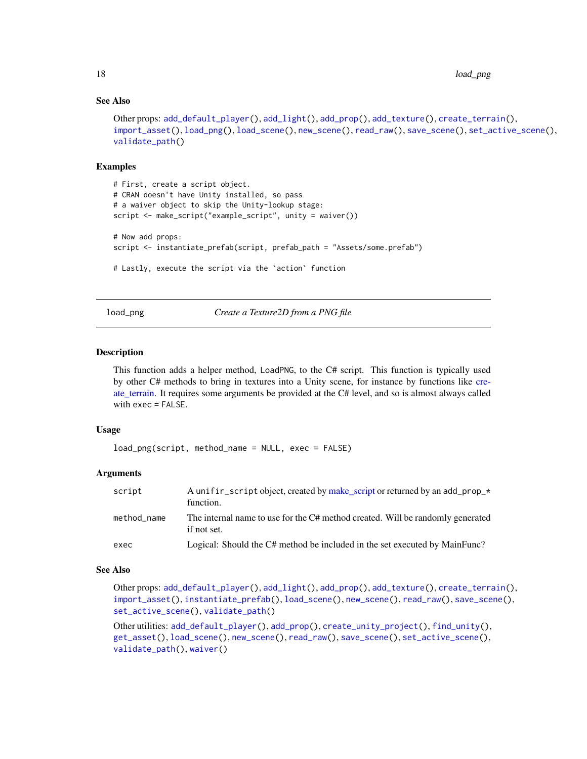### See Also

Other props: add_default_player(), add_light(), add_prop(), add_texture(), create_terrain(), import_asset(), load_png(), load_scene(), new_scene(), read_raw(), save_scene(), set_active_scene(), validate_path()

### Examples

```
# First, create a script object.
# CRAN doesn't have Unity installed, so pass
# a waiver object to skip the Unity-lookup stage:
script <- make_script("example_script", unity = waiver())

# Now add props:
script <- instantiate_prefab(script, prefab_path = "Assets/some.prefab")

# Lastly, execute the script via the `action` function
```

---

## load_png — *Create a Texture2D from a PNG file*

---

### Description

This function adds a helper method, LoadPNG, to the C# script. This function is typically used by other C# methods to bring in textures into a Unity scene, for instance by functions like create_terrain. It requires some arguments be provided at the C# level, and so is almost always called with exec = FALSE.

### Usage

```
load_png(script, method_name = NULL, exec = FALSE)
```

### Arguments

| | |
|---|---|
| script | A unifir_script object, created by make_script or returned by an add_prop_* function. |
| method_name | The internal name to use for the C# method created. Will be randomly generated if not set. |
| exec | Logical: Should the C# method be included in the set executed by MainFunc? |

### See Also

Other props: add_default_player(), add_light(), add_prop(), add_texture(), create_terrain(), import_asset(), instantiate_prefab(), load_scene(), new_scene(), read_raw(), save_scene(), set_active_scene(), validate_path()

Other utilities: add_default_player(), add_prop(), create_unity_project(), find_unity(), get_asset(), load_scene(), new_scene(), read_raw(), save_scene(), set_active_scene(), validate_path(), waiver()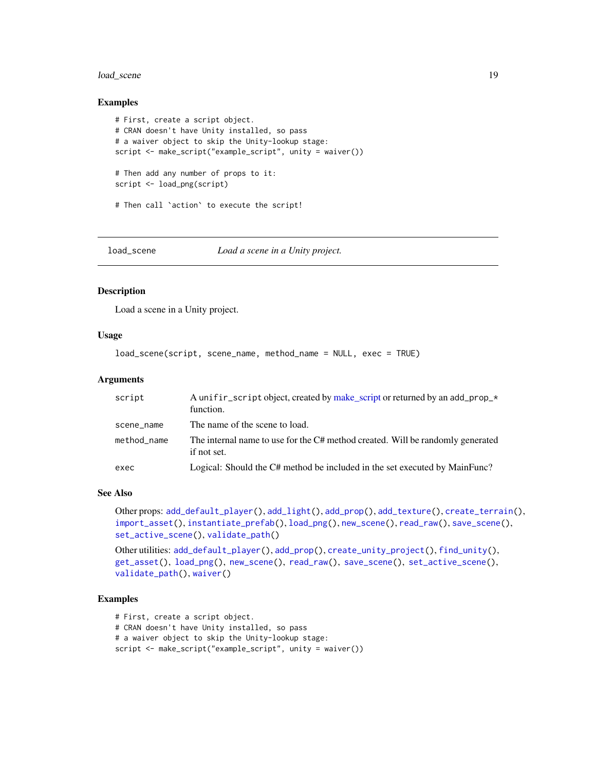## Examples

```
# First, create a script object.
# CRAN doesn't have Unity installed, so pass
# a waiver object to skip the Unity-lookup stage:
script <- make_script("example_script", unity = waiver())

# Then add any number of props to it:
script <- load_png(script)

# Then call `action` to execute the script!
```

---

# load_scene *Load a scene in a Unity project.*

---

## Description

Load a scene in a Unity project.

## Usage

```
load_scene(script, scene_name, method_name = NULL, exec = TRUE)
```

## Arguments

| | |
|---|---|
| script | A unifir_script object, created by make_script or returned by an add_prop_* function. |
| scene_name | The name of the scene to load. |
| method_name | The internal name to use for the C# method created. Will be randomly generated if not set. |
| exec | Logical: Should the C# method be included in the set executed by MainFunc? |

## See Also

Other props: add_default_player(), add_light(), add_prop(), add_texture(), create_terrain(), import_asset(), instantiate_prefab(), load_png(), new_scene(), read_raw(), save_scene(), set_active_scene(), validate_path()

Other utilities: add_default_player(), add_prop(), create_unity_project(), find_unity(), get_asset(), load_png(), new_scene(), read_raw(), save_scene(), set_active_scene(), validate_path(), waiver()

## Examples

```
# First, create a script object.
# CRAN doesn't have Unity installed, so pass
# a waiver object to skip the Unity-lookup stage:
script <- make_script("example_script", unity = waiver())
```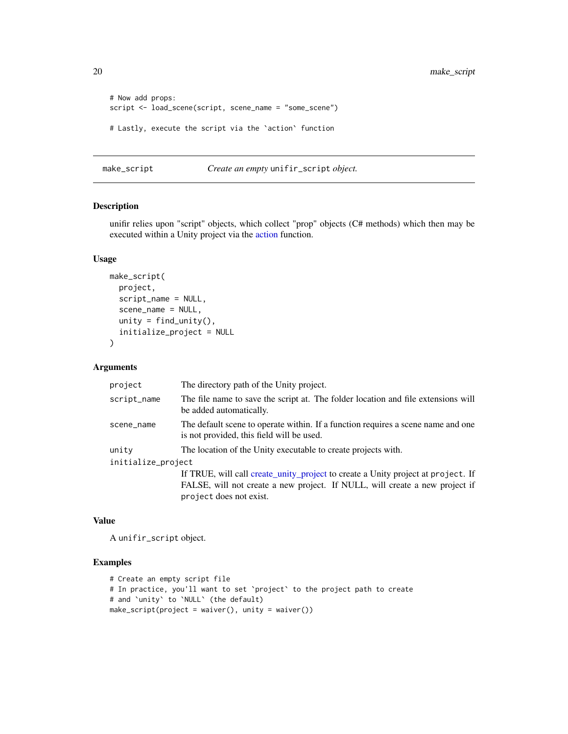```
# Now add props:
script <- load_scene(script, scene_name = "some_scene")

# Lastly, execute the script via the `action` function
```

---

## make_script — *Create an empty* `unifir_script` *object.*

### Description

unifir relies upon "script" objects, which collect "prop" objects (C# methods) which then may be executed within a Unity project via the action function.

### Usage

```
make_script(
  project,
  script_name = NULL,
  scene_name = NULL,
  unity = find_unity(),
  initialize_project = NULL
)
```

### Arguments

| Argument | Description |
|---|---|
| `project` | The directory path of the Unity project. |
| `script_name` | The file name to save the script at. The folder location and file extensions will be added automatically. |
| `scene_name` | The default scene to operate within. If a function requires a scene name and one is not provided, this field will be used. |
| `unity` | The location of the Unity executable to create projects with. |
| `initialize_project` | If TRUE, will call create_unity_project to create a Unity project at `project`. If FALSE, will not create a new project. If NULL, will create a new project if `project` does not exist. |

### Value

A `unifir_script` object.

### Examples

```
# Create an empty script file
# In practice, you'll want to set `project` to the project path to create
# and `unity` to `NULL` (the default)
make_script(project = waiver(), unity = waiver())
```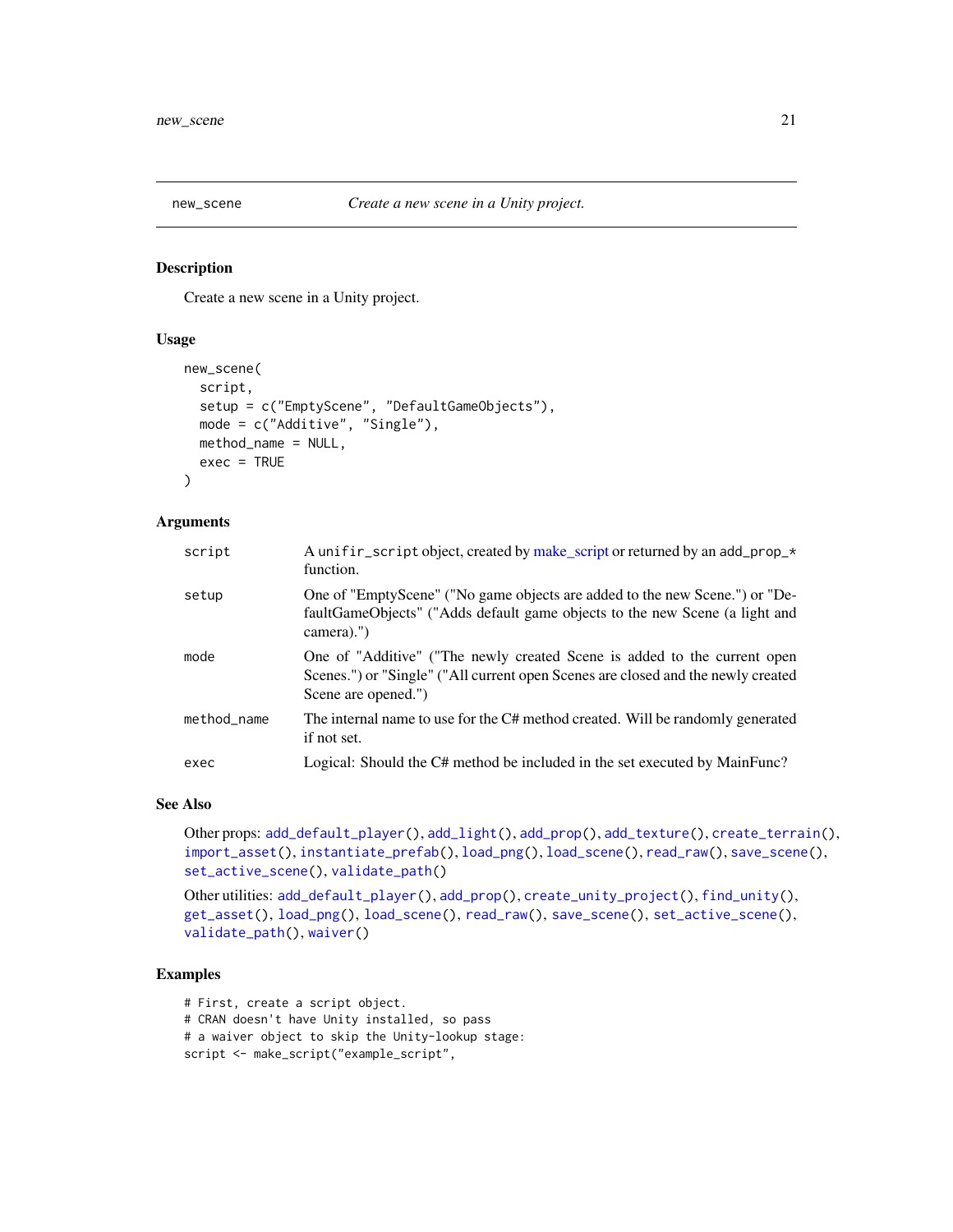new_scene *Create a new scene in a Unity project.*

## Description

Create a new scene in a Unity project.

## Usage

```
new_scene(
  script,
  setup = c("EmptyScene", "DefaultGameObjects"),
  mode = c("Additive", "Single"),
  method_name = NULL,
  exec = TRUE
)
```

## Arguments

| | |
|---|---|
| `script` | A `unifir_script` object, created by make_script or returned by an `add_prop_*` function. |
| `setup` | One of "EmptyScene" ("No game objects are added to the new Scene.") or "DefaultGameObjects" ("Adds default game objects to the new Scene (a light and camera).") |
| `mode` | One of "Additive" ("The newly created Scene is added to the current open Scenes.") or "Single" ("All current open Scenes are closed and the newly created Scene are opened.") |
| `method_name` | The internal name to use for the C# method created. Will be randomly generated if not set. |
| `exec` | Logical: Should the C# method be included in the set executed by MainFunc? |

## See Also

Other props: `add_default_player()`, `add_light()`, `add_prop()`, `add_texture()`, `create_terrain()`, `import_asset()`, `instantiate_prefab()`, `load_png()`, `load_scene()`, `read_raw()`, `save_scene()`, `set_active_scene()`, `validate_path()`

Other utilities: `add_default_player()`, `add_prop()`, `create_unity_project()`, `find_unity()`, `get_asset()`, `load_png()`, `load_scene()`, `read_raw()`, `save_scene()`, `set_active_scene()`, `validate_path()`, `waiver()`

## Examples

```
# First, create a script object.
# CRAN doesn't have Unity installed, so pass
# a waiver object to skip the Unity-lookup stage:
script <- make_script("example_script",
```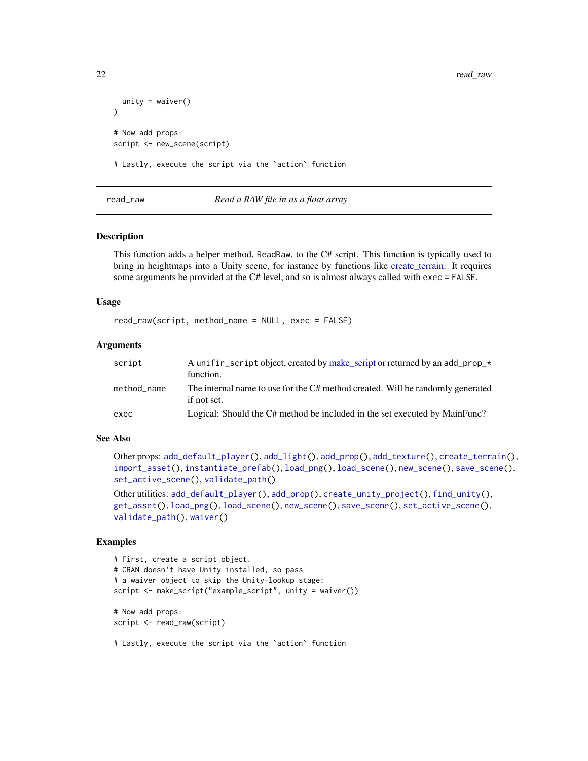```
  unity = waiver()
)

# Now add props:
script <- new_scene(script)

# Lastly, execute the script via the `action` function
```

## read_raw — *Read a RAW file in as a float array*

### Description

This function adds a helper method, ReadRaw, to the C# script. This function is typically used to bring in heightmaps into a Unity scene, for instance by functions like create_terrain. It requires some arguments be provided at the C# level, and so is almost always called with exec = FALSE.

### Usage

```
read_raw(script, method_name = NULL, exec = FALSE)
```

### Arguments

| | |
|---|---|
| script | A unifir_script object, created by make_script or returned by an add_prop_* function. |
| method_name | The internal name to use for the C# method created. Will be randomly generated if not set. |
| exec | Logical: Should the C# method be included in the set executed by MainFunc? |

### See Also

Other props: add_default_player(), add_light(), add_prop(), add_texture(), create_terrain(), import_asset(), instantiate_prefab(), load_png(), load_scene(), new_scene(), save_scene(), set_active_scene(), validate_path()

Other utilities: add_default_player(), add_prop(), create_unity_project(), find_unity(), get_asset(), load_png(), load_scene(), new_scene(), save_scene(), set_active_scene(), validate_path(), waiver()

### Examples

```
# First, create a script object.
# CRAN doesn't have Unity installed, so pass
# a waiver object to skip the Unity-lookup stage:
script <- make_script("example_script", unity = waiver())

# Now add props:
script <- read_raw(script)

# Lastly, execute the script via the `action` function
```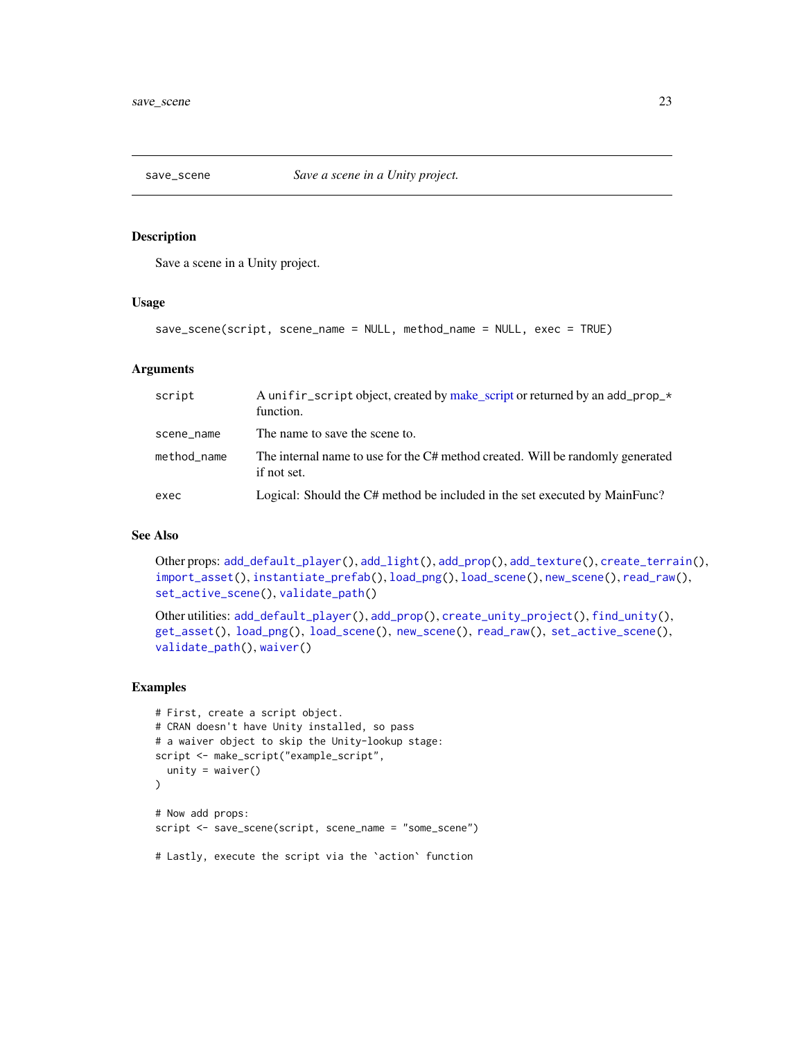save_scene — *Save a scene in a Unity project.*

## Description

Save a scene in a Unity project.

## Usage

```
save_scene(script, scene_name = NULL, method_name = NULL, exec = TRUE)
```

## Arguments

| | |
|---|---|
| script | A `unifir_script` object, created by make_script or returned by an `add_prop_*` function. |
| scene_name | The name to save the scene to. |
| method_name | The internal name to use for the C# method created. Will be randomly generated if not set. |
| exec | Logical: Should the C# method be included in the set executed by MainFunc? |

## See Also

Other props: `add_default_player()`, `add_light()`, `add_prop()`, `add_texture()`, `create_terrain()`, `import_asset()`, `instantiate_prefab()`, `load_png()`, `load_scene()`, `new_scene()`, `read_raw()`, `set_active_scene()`, `validate_path()`

Other utilities: `add_default_player()`, `add_prop()`, `create_unity_project()`, `find_unity()`, `get_asset()`, `load_png()`, `load_scene()`, `new_scene()`, `read_raw()`, `set_active_scene()`, `validate_path()`, `waiver()`

## Examples

```
# First, create a script object.
# CRAN doesn't have Unity installed, so pass
# a waiver object to skip the Unity-lookup stage:
script <- make_script("example_script",
  unity = waiver()
)

# Now add props:
script <- save_scene(script, scene_name = "some_scene")

# Lastly, execute the script via the `action` function
```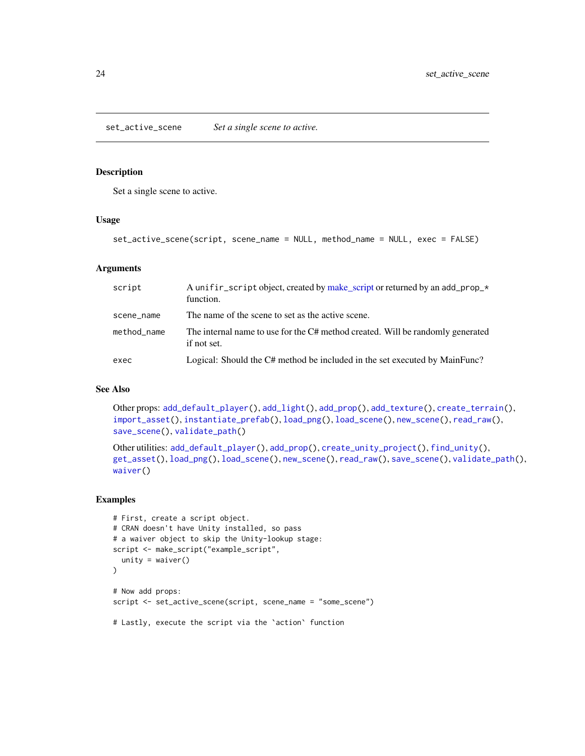## set_active_scene *Set a single scene to active.*

### Description

Set a single scene to active.

### Usage

```
set_active_scene(script, scene_name = NULL, method_name = NULL, exec = FALSE)
```

### Arguments

| | |
|---|---|
| script | A unifir_script object, created by make_script or returned by an add_prop_* function. |
| scene_name | The name of the scene to set as the active scene. |
| method_name | The internal name to use for the C# method created. Will be randomly generated if not set. |
| exec | Logical: Should the C# method be included in the set executed by MainFunc? |

### See Also

Other props: add_default_player(), add_light(), add_prop(), add_texture(), create_terrain(), import_asset(), instantiate_prefab(), load_png(), load_scene(), new_scene(), read_raw(), save_scene(), validate_path()

Other utilities: add_default_player(), add_prop(), create_unity_project(), find_unity(), get_asset(), load_png(), load_scene(), new_scene(), read_raw(), save_scene(), validate_path(), waiver()

### Examples

```
# First, create a script object.
# CRAN doesn't have Unity installed, so pass
# a waiver object to skip the Unity-lookup stage:
script <- make_script("example_script",
  unity = waiver()
)

# Now add props:
script <- set_active_scene(script, scene_name = "some_scene")

# Lastly, execute the script via the `action` function
```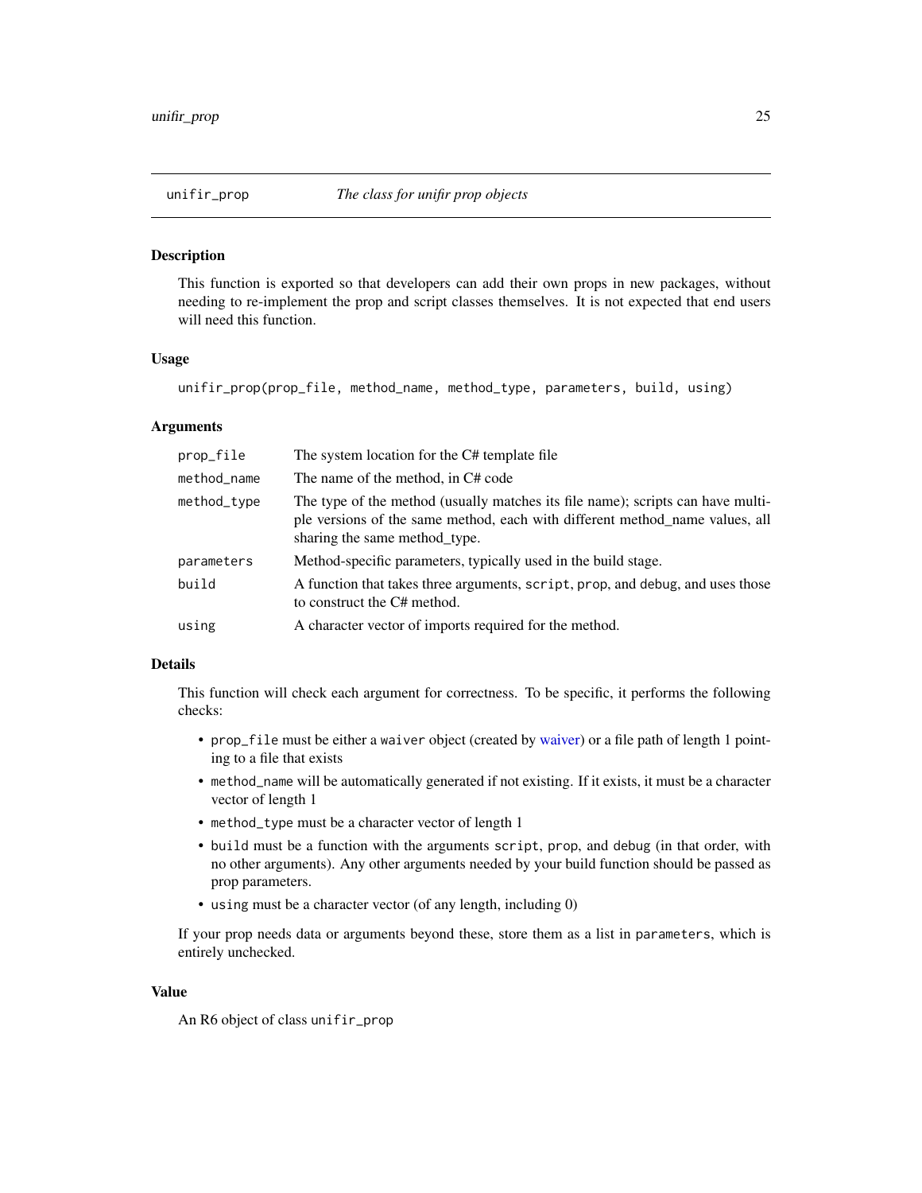# unifir_prop — *The class for unifir prop objects*

## Description

This function is exported so that developers can add their own props in new packages, without needing to re-implement the prop and script classes themselves. It is not expected that end users will need this function.

## Usage

```
unifir_prop(prop_file, method_name, method_type, parameters, build, using)
```

## Arguments

| | |
|---|---|
| `prop_file` | The system location for the C# template file |
| `method_name` | The name of the method, in C# code |
| `method_type` | The type of the method (usually matches its file name); scripts can have multiple versions of the same method, each with different method_name values, all sharing the same method_type. |
| `parameters` | Method-specific parameters, typically used in the build stage. |
| `build` | A function that takes three arguments, `script`, `prop`, and debug, and uses those to construct the C# method. |
| `using` | A character vector of imports required for the method. |

## Details

This function will check each argument for correctness. To be specific, it performs the following checks:

- `prop_file` must be either a `waiver` object (created by waiver) or a file path of length 1 pointing to a file that exists
- `method_name` will be automatically generated if not existing. If it exists, it must be a character vector of length 1
- `method_type` must be a character vector of length 1
- `build` must be a function with the arguments `script`, `prop`, and `debug` (in that order, with no other arguments). Any other arguments needed by your build function should be passed as prop parameters.
- `using` must be a character vector (of any length, including 0)

If your prop needs data or arguments beyond these, store them as a list in `parameters`, which is entirely unchecked.

## Value

An R6 object of class `unifir_prop`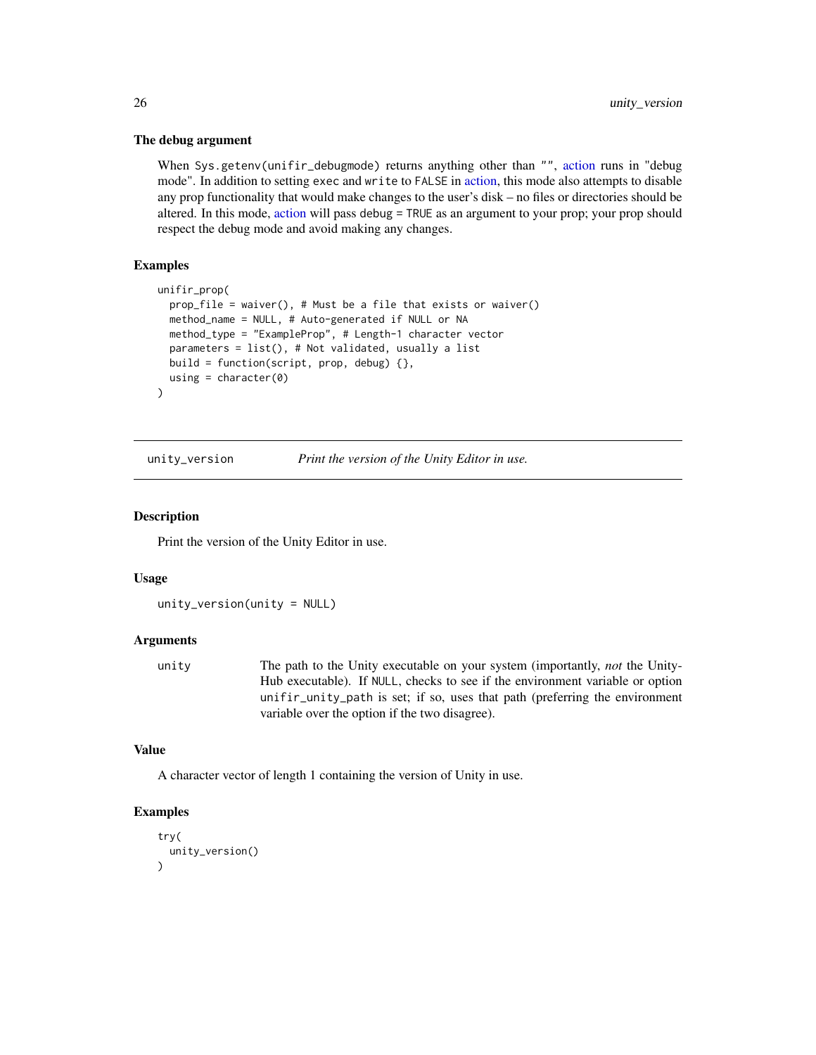### The debug argument

When `Sys.getenv(unifir_debugmode)` returns anything other than `""`, action runs in "debug mode". In addition to setting `exec` and `write` to `FALSE` in action, this mode also attempts to disable any prop functionality that would make changes to the user's disk – no files or directories should be altered. In this mode, action will pass `debug = TRUE` as an argument to your prop; your prop should respect the debug mode and avoid making any changes.

### Examples

```
unifir_prop(
  prop_file = waiver(), # Must be a file that exists or waiver()
  method_name = NULL, # Auto-generated if NULL or NA
  method_type = "ExampleProp", # Length-1 character vector
  parameters = list(), # Not validated, usually a list
  build = function(script, prop, debug) {},
  using = character(0)
)
```

---

## unity_version — *Print the version of the Unity Editor in use.*

### Description

Print the version of the Unity Editor in use.

### Usage

```
unity_version(unity = NULL)
```

### Arguments

| | |
|---|---|
| `unity` | The path to the Unity executable on your system (importantly, *not* the UnityHub executable). If `NULL`, checks to see if the environment variable or option `unifir_unity_path` is set; if so, uses that path (preferring the environment variable over the option if the two disagree). |

### Value

A character vector of length 1 containing the version of Unity in use.

### Examples

```
try(
  unity_version()
)
```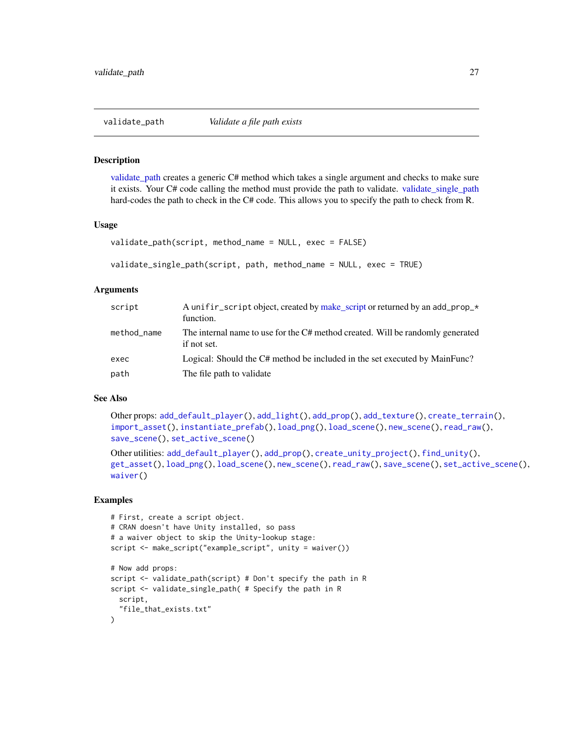## validate_path — *Validate a file path exists*

### Description

validate_path creates a generic C# method which takes a single argument and checks to make sure it exists. Your C# code calling the method must provide the path to validate. validate_single_path hard-codes the path to check in the C# code. This allows you to specify the path to check from R.

### Usage

```
validate_path(script, method_name = NULL, exec = FALSE)

validate_single_path(script, path, method_name = NULL, exec = TRUE)
```

### Arguments

| | |
|---|---|
| script | A `unifir_script` object, created by make_script or returned by an `add_prop_*` function. |
| method_name | The internal name to use for the C# method created. Will be randomly generated if not set. |
| exec | Logical: Should the C# method be included in the set executed by MainFunc? |
| path | The file path to validate |

### See Also

Other props: `add_default_player()`, `add_light()`, `add_prop()`, `add_texture()`, `create_terrain()`, `import_asset()`, `instantiate_prefab()`, `load_png()`, `load_scene()`, `new_scene()`, `read_raw()`, `save_scene()`, `set_active_scene()`

Other utilities: `add_default_player()`, `add_prop()`, `create_unity_project()`, `find_unity()`, `get_asset()`, `load_png()`, `load_scene()`, `new_scene()`, `read_raw()`, `save_scene()`, `set_active_scene()`, `waiver()`

### Examples

```
# First, create a script object.
# CRAN doesn't have Unity installed, so pass
# a waiver object to skip the Unity-lookup stage:
script <- make_script("example_script", unity = waiver())

# Now add props:
script <- validate_path(script) # Don't specify the path in R
script <- validate_single_path( # Specify the path in R
  script,
  "file_that_exists.txt"
)
```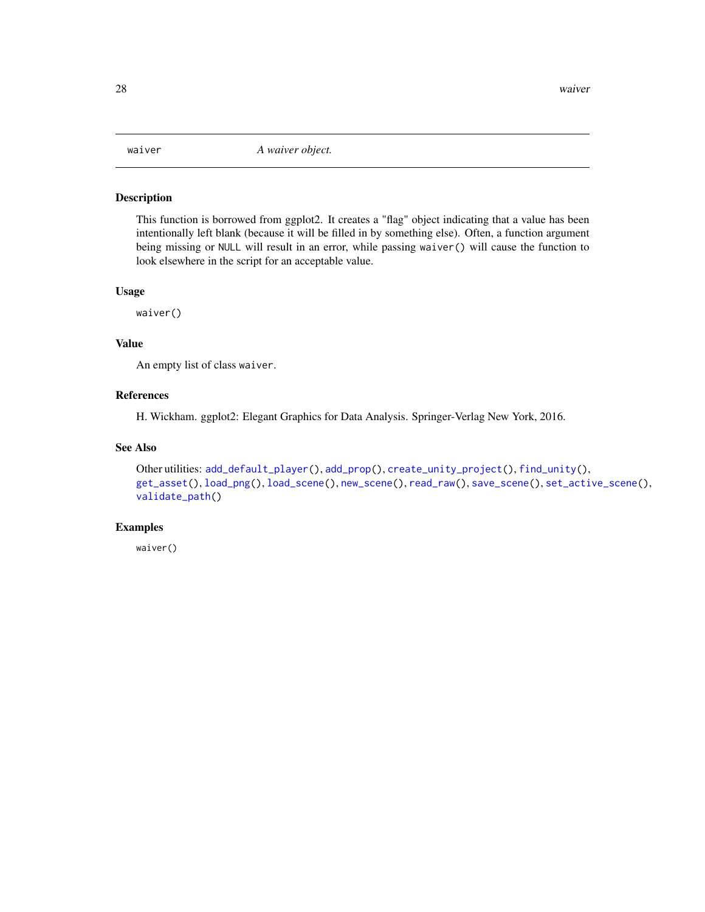# waiver — *A waiver object.*

## Description

This function is borrowed from ggplot2. It creates a "flag" object indicating that a value has been intentionally left blank (because it will be filled in by something else). Often, a function argument being missing or `NULL` will result in an error, while passing `waiver()` will cause the function to look elsewhere in the script for an acceptable value.

## Usage

```
waiver()
```

## Value

An empty list of class `waiver`.

## References

H. Wickham. ggplot2: Elegant Graphics for Data Analysis. Springer-Verlag New York, 2016.

## See Also

Other utilities: `add_default_player()`, `add_prop()`, `create_unity_project()`, `find_unity()`, `get_asset()`, `load_png()`, `load_scene()`, `new_scene()`, `read_raw()`, `save_scene()`, `set_active_scene()`, `validate_path()`

## Examples

```
waiver()
```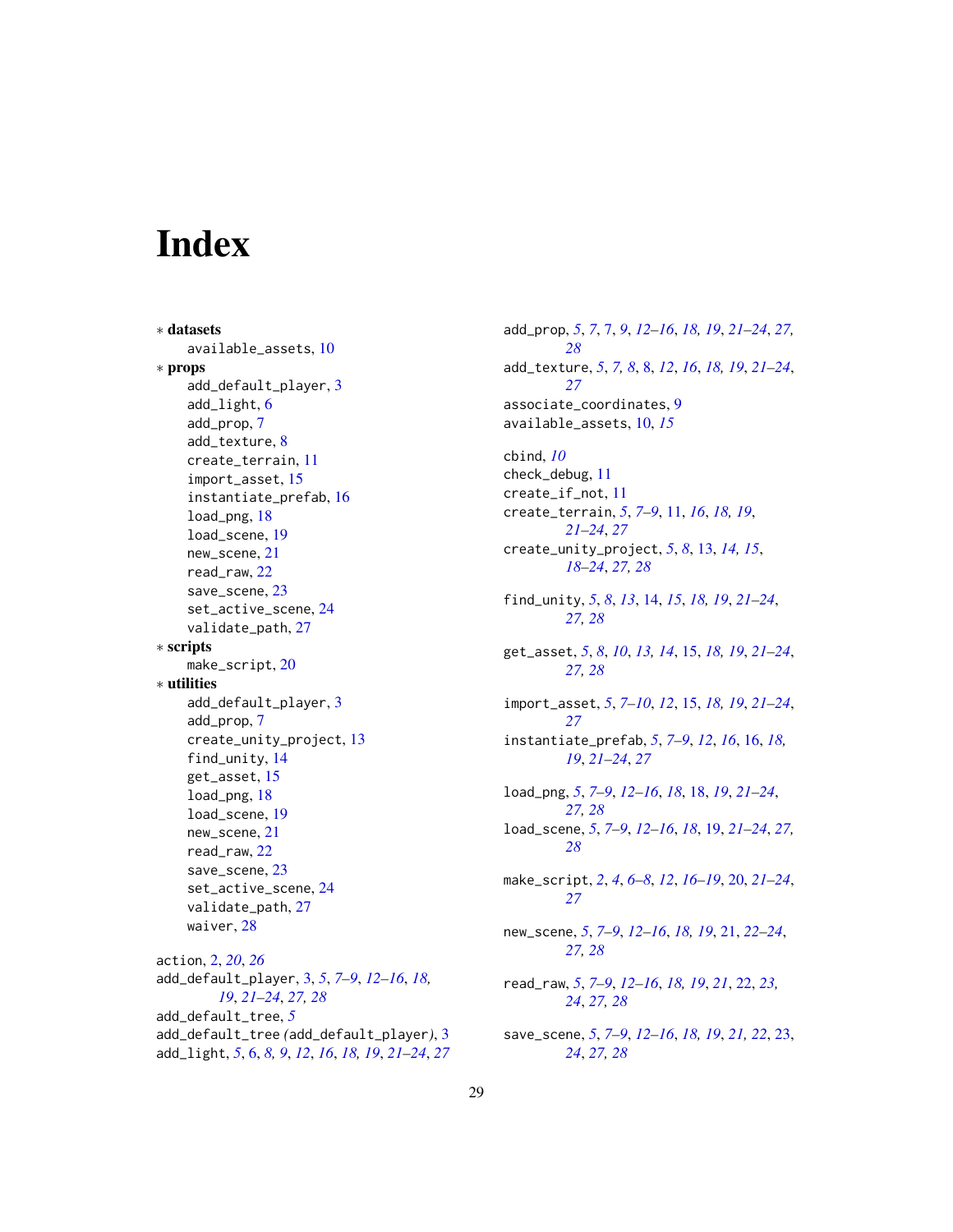# Index

∗ **datasets**
  available_assets, 10

∗ **props**
  add_default_player, 3
  add_light, 6
  add_prop, 7
  add_texture, 8
  create_terrain, 11
  import_asset, 15
  instantiate_prefab, 16
  load_png, 18
  load_scene, 19
  new_scene, 21
  read_raw, 22
  save_scene, 23
  set_active_scene, 24
  validate_path, 27

∗ **scripts**
  make_script, 20

∗ **utilities**
  add_default_player, 3
  add_prop, 7
  create_unity_project, 13
  find_unity, 14
  get_asset, 15
  load_png, 18
  load_scene, 19
  new_scene, 21
  read_raw, 22
  save_scene, 23
  set_active_scene, 24
  validate_path, 27
  waiver, 28

action, *2*, *20*, *26*
add_default_player, 3, *5*, *7–9*, *12–16*, *18*, *19*, *21–24*, *27*, *28*
add_default_tree, *5*
add_default_tree (add_default_player), 3
add_light, *5*, 6, *8*, *9*, *12*, *16*, *18*, *19*, *21–24*, *27*
add_prop, *5*, *7*, 7, *9*, *12–16*, *18*, *19*, *21–24*, *27*, *28*
add_texture, *5*, *7*, *8*, 8, *12*, *16*, *18*, *19*, *21–24*, *27*
associate_coordinates, 9
available_assets, 10, *15*

cbind, *10*
check_debug, 11
create_if_not, 11
create_terrain, *5*, *7–9*, 11, *16*, *18*, *19*, *21–24*, *27*
create_unity_project, *5*, *8*, 13, *14*, *15*, *18–24*, *27*, *28*

find_unity, *5*, *8*, *13*, 14, *15*, *18*, *19*, *21–24*, *27*, *28*

get_asset, *5*, *8*, *10*, *13*, *14*, 15, *18*, *19*, *21–24*, *27*, *28*

import_asset, *5*, *7–10*, *12*, 15, *18*, *19*, *21–24*, *27*
instantiate_prefab, *5*, *7–9*, *12*, *16*, 16, *18*, *19*, *21–24*, *27*

load_png, *5*, *7–9*, *12–16*, *18*, 18, *19*, *21–24*, *27*, *28*
load_scene, *5*, *7–9*, *12–16*, *18*, 19, *21–24*, *27*, *28*

make_script, *2*, *4*, *6–8*, *12*, *16–19*, 20, *21–24*, *27*

new_scene, *5*, *7–9*, *12–16*, *18*, *19*, 21, *22–24*, *27*, *28*

read_raw, *5*, *7–9*, *12–16*, *18*, *19*, *21*, 22, *23*, *24*, *27*, *28*

save_scene, *5*, *7–9*, *12–16*, *18*, *19*, *21*, *22*, 23, *24*, *27*, *28*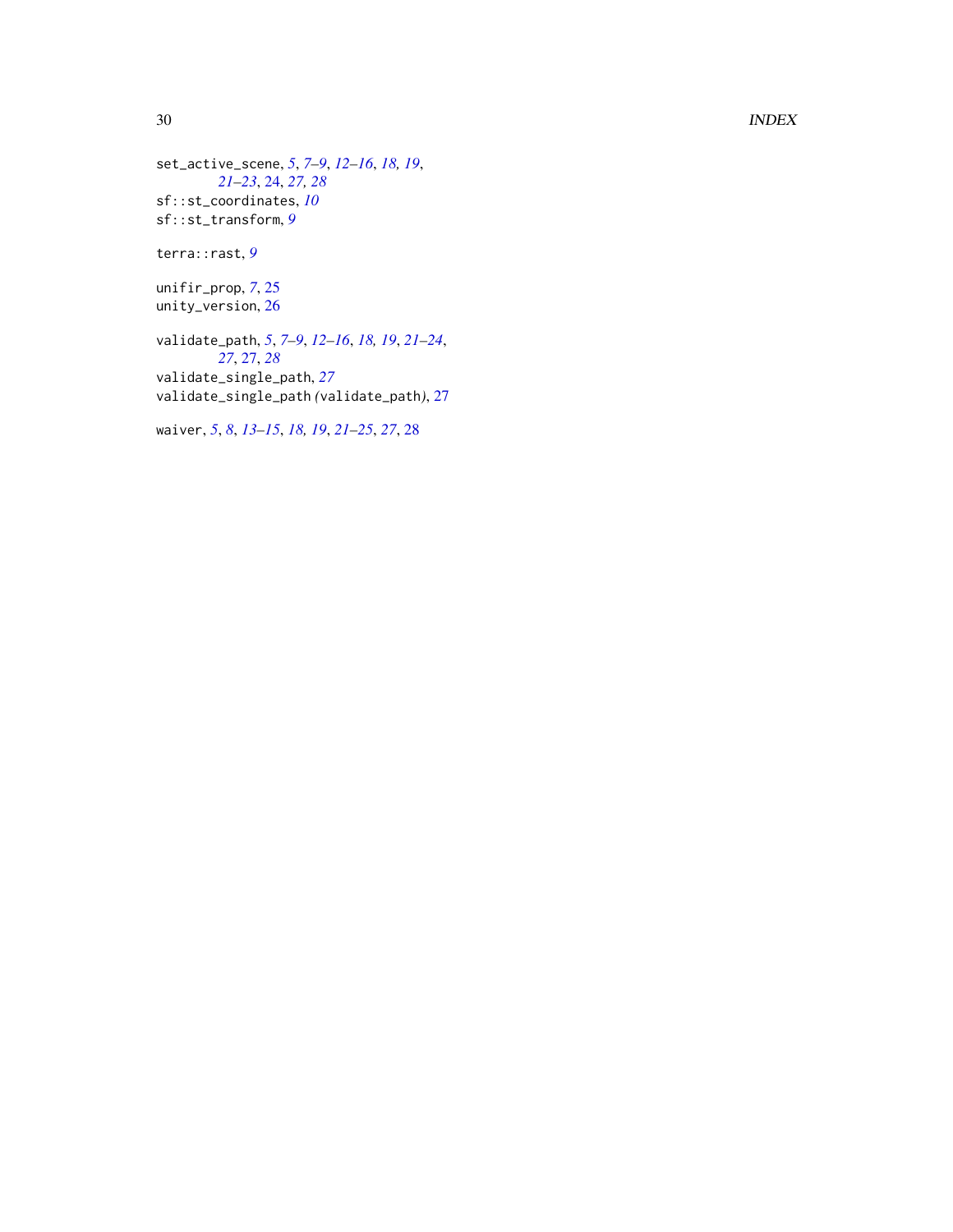set_active_scene, *5*, *7–9*, *12–16*, *18, 19*, *21–23*, 24, *27, 28*
sf::st_coordinates, *10*
sf::st_transform, *9*

terra::rast, *9*

unifir_prop, *7*, 25
unity_version, 26

validate_path, *5*, *7–9*, *12–16*, *18, 19*, *21–24*, *27*, 27, *28*
validate_single_path, *27*
validate_single_path *(*validate_path*)*, 27

waiver, *5*, *8*, *13–15*, *18, 19*, *21–25*, *27*, 28